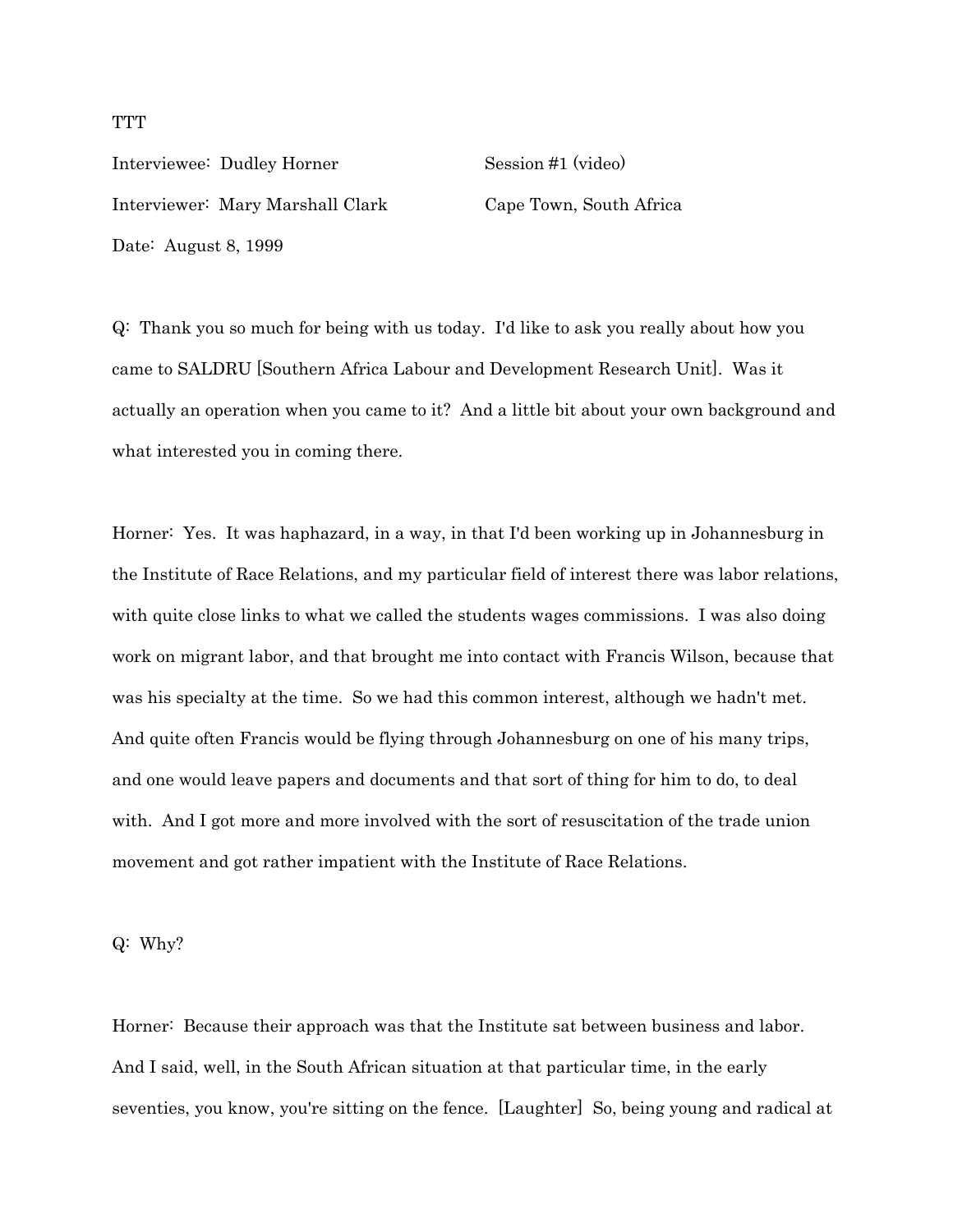TTT

Interviewee: Dudley Horner Session #1 (video)

Interviewer: Mary Marshall Clark Cape Town, South Africa

Date: August 8, 1999

Q: Thank you so much for being with us today. I'd like to ask you really about how you came to SALDRU [Southern Africa Labour and Development Research Unit]. Was it actually an operation when you came to it? And a little bit about your own background and what interested you in coming there.

Horner: Yes. It was haphazard, in a way, in that I'd been working up in Johannesburg in the Institute of Race Relations, and my particular field of interest there was labor relations, with quite close links to what we called the students wages commissions. I was also doing work on migrant labor, and that brought me into contact with Francis Wilson, because that was his specialty at the time. So we had this common interest, although we hadn't met. And quite often Francis would be flying through Johannesburg on one of his many trips, and one would leave papers and documents and that sort of thing for him to do, to deal with. And I got more and more involved with the sort of resuscitation of the trade union movement and got rather impatient with the Institute of Race Relations.

Q: Why?

Horner: Because their approach was that the Institute sat between business and labor. And I said, well, in the South African situation at that particular time, in the early seventies, you know, you're sitting on the fence. [Laughter] So, being young and radical at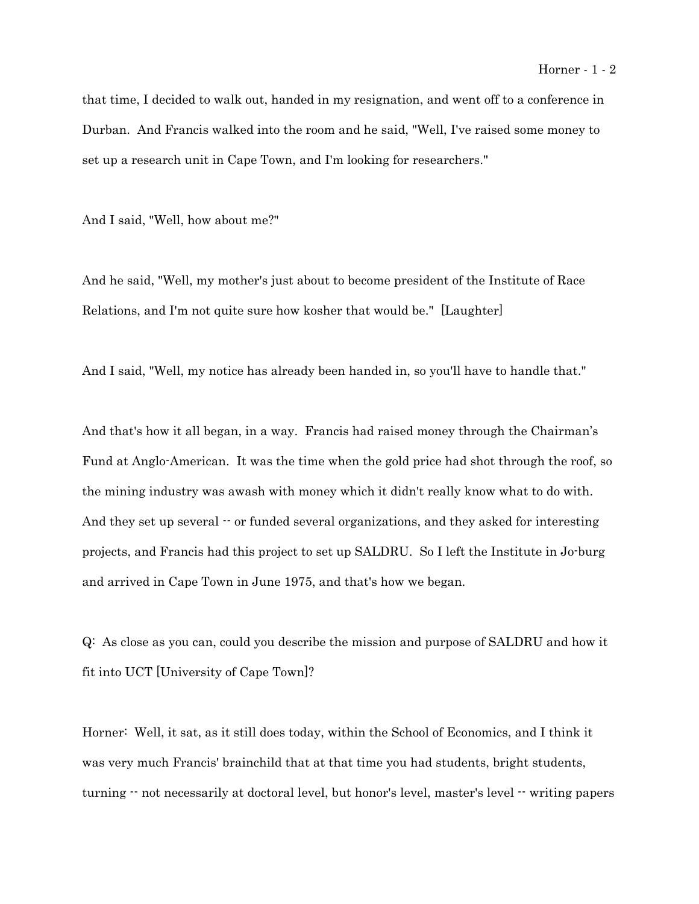that time, I decided to walk out, handed in my resignation, and went off to a conference in Durban. And Francis walked into the room and he said, "Well, I've raised some money to set up a research unit in Cape Town, and I'm looking for researchers."

And I said, "Well, how about me?"

And he said, "Well, my mother's just about to become president of the Institute of Race Relations, and I'm not quite sure how kosher that would be." [Laughter]

And I said, "Well, my notice has already been handed in, so you'll have to handle that."

And that's how it all began, in a way. Francis had raised money through the Chairman's Fund at Anglo-American. It was the time when the gold price had shot through the roof, so the mining industry was awash with money which it didn't really know what to do with. And they set up several -- or funded several organizations, and they asked for interesting projects, and Francis had this project to set up SALDRU. So I left the Institute in Jo-burg and arrived in Cape Town in June 1975, and that's how we began.

Q: As close as you can, could you describe the mission and purpose of SALDRU and how it fit into UCT [University of Cape Town]?

Horner: Well, it sat, as it still does today, within the School of Economics, and I think it was very much Francis' brainchild that at that time you had students, bright students, turning -- not necessarily at doctoral level, but honor's level, master's level -- writing papers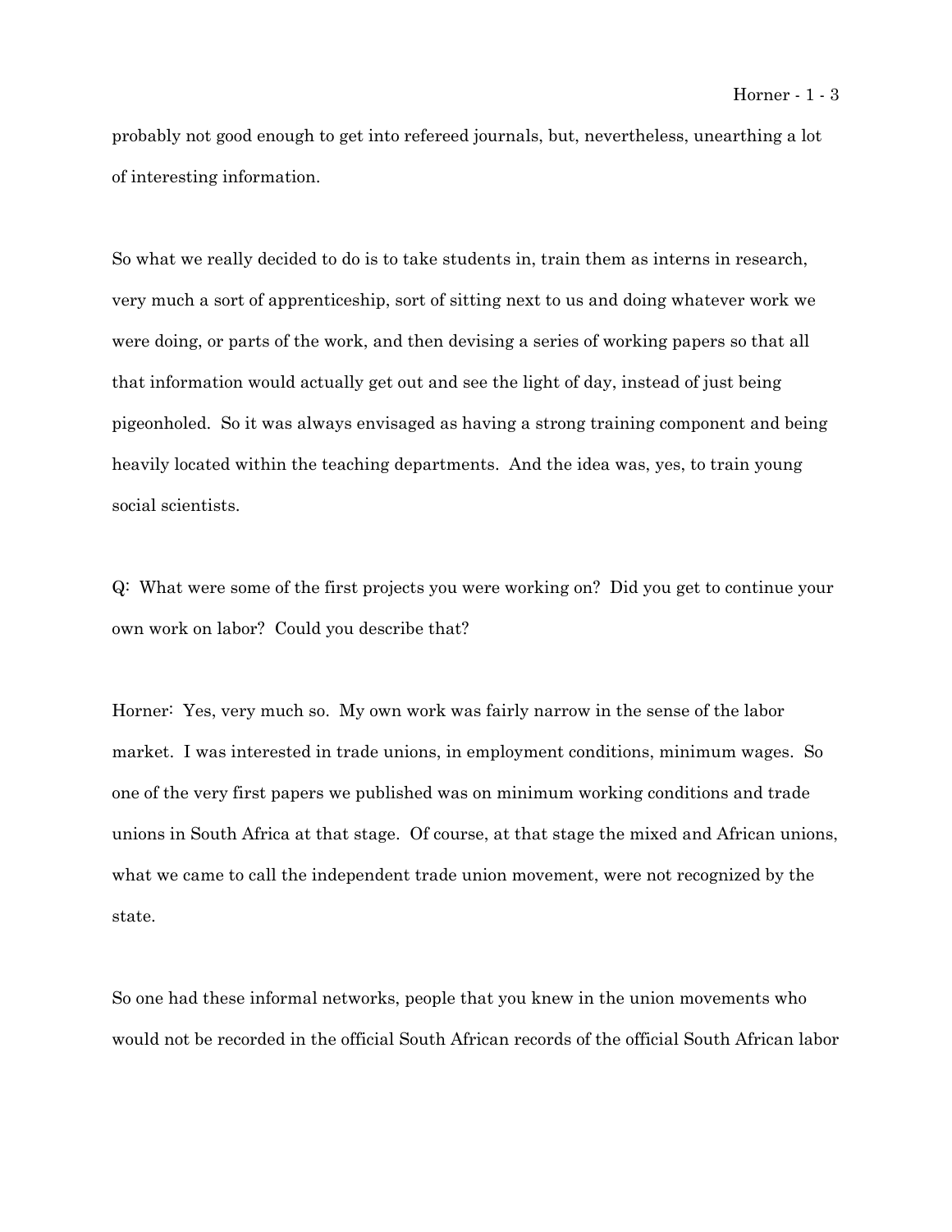probably not good enough to get into refereed journals, but, nevertheless, unearthing a lot of interesting information.

So what we really decided to do is to take students in, train them as interns in research, very much a sort of apprenticeship, sort of sitting next to us and doing whatever work we were doing, or parts of the work, and then devising a series of working papers so that all that information would actually get out and see the light of day, instead of just being pigeonholed. So it was always envisaged as having a strong training component and being heavily located within the teaching departments. And the idea was, yes, to train young social scientists.

Q: What were some of the first projects you were working on? Did you get to continue your own work on labor? Could you describe that?

Horner: Yes, very much so. My own work was fairly narrow in the sense of the labor market. I was interested in trade unions, in employment conditions, minimum wages. So one of the very first papers we published was on minimum working conditions and trade unions in South Africa at that stage. Of course, at that stage the mixed and African unions, what we came to call the independent trade union movement, were not recognized by the state.

So one had these informal networks, people that you knew in the union movements who would not be recorded in the official South African records of the official South African labor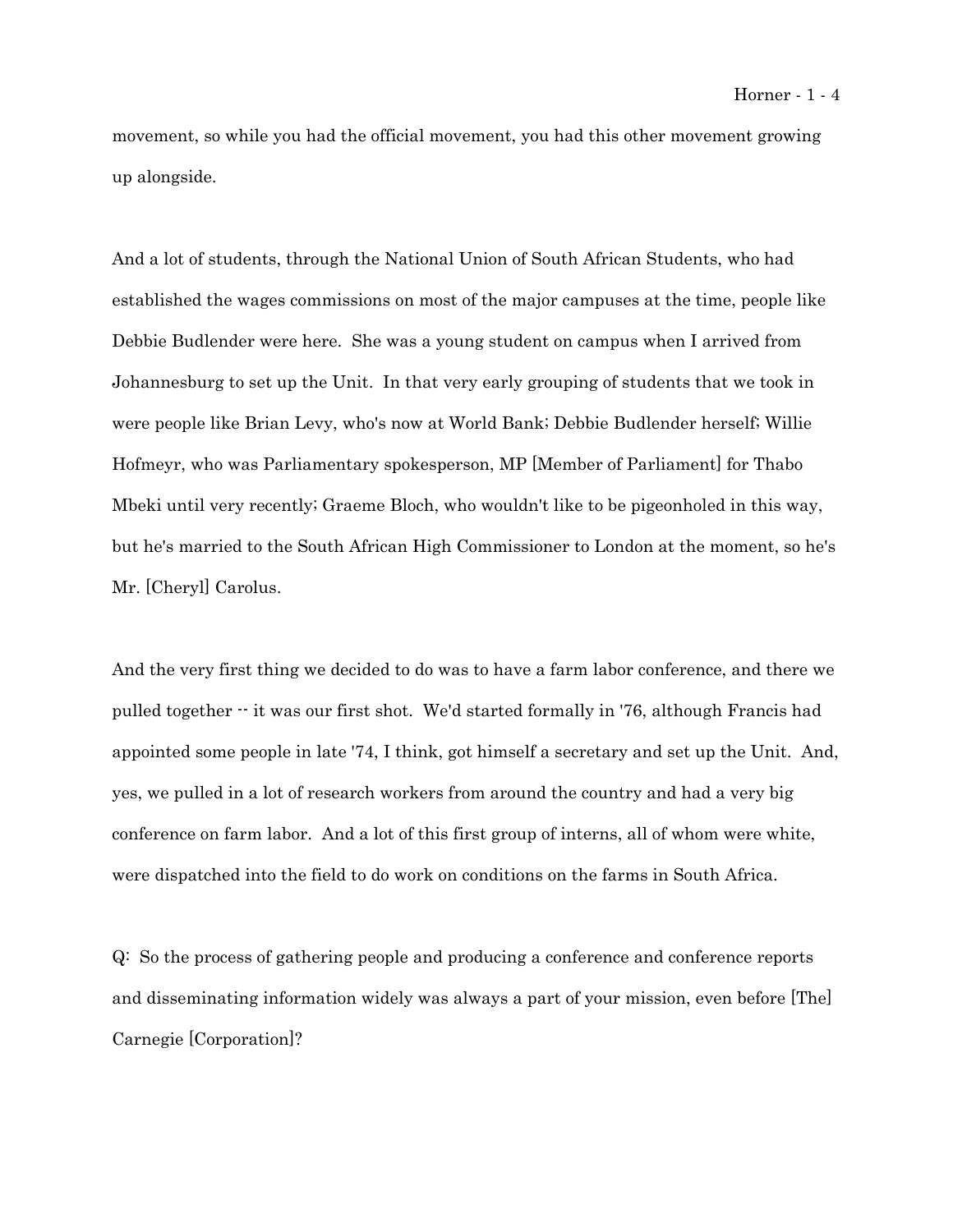movement, so while you had the official movement, you had this other movement growing up alongside.

And a lot of students, through the National Union of South African Students, who had established the wages commissions on most of the major campuses at the time, people like Debbie Budlender were here. She was a young student on campus when I arrived from Johannesburg to set up the Unit. In that very early grouping of students that we took in were people like Brian Levy, who's now at World Bank; Debbie Budlender herself; Willie Hofmeyr, who was Parliamentary spokesperson, MP [Member of Parliament] for Thabo Mbeki until very recently; Graeme Bloch, who wouldn't like to be pigeonholed in this way, but he's married to the South African High Commissioner to London at the moment, so he's Mr. [Cheryl] Carolus.

And the very first thing we decided to do was to have a farm labor conference, and there we pulled together -- it was our first shot. We'd started formally in '76, although Francis had appointed some people in late '74, I think, got himself a secretary and set up the Unit. And, yes, we pulled in a lot of research workers from around the country and had a very big conference on farm labor. And a lot of this first group of interns, all of whom were white, were dispatched into the field to do work on conditions on the farms in South Africa.

Q: So the process of gathering people and producing a conference and conference reports and disseminating information widely was always a part of your mission, even before [The] Carnegie [Corporation]?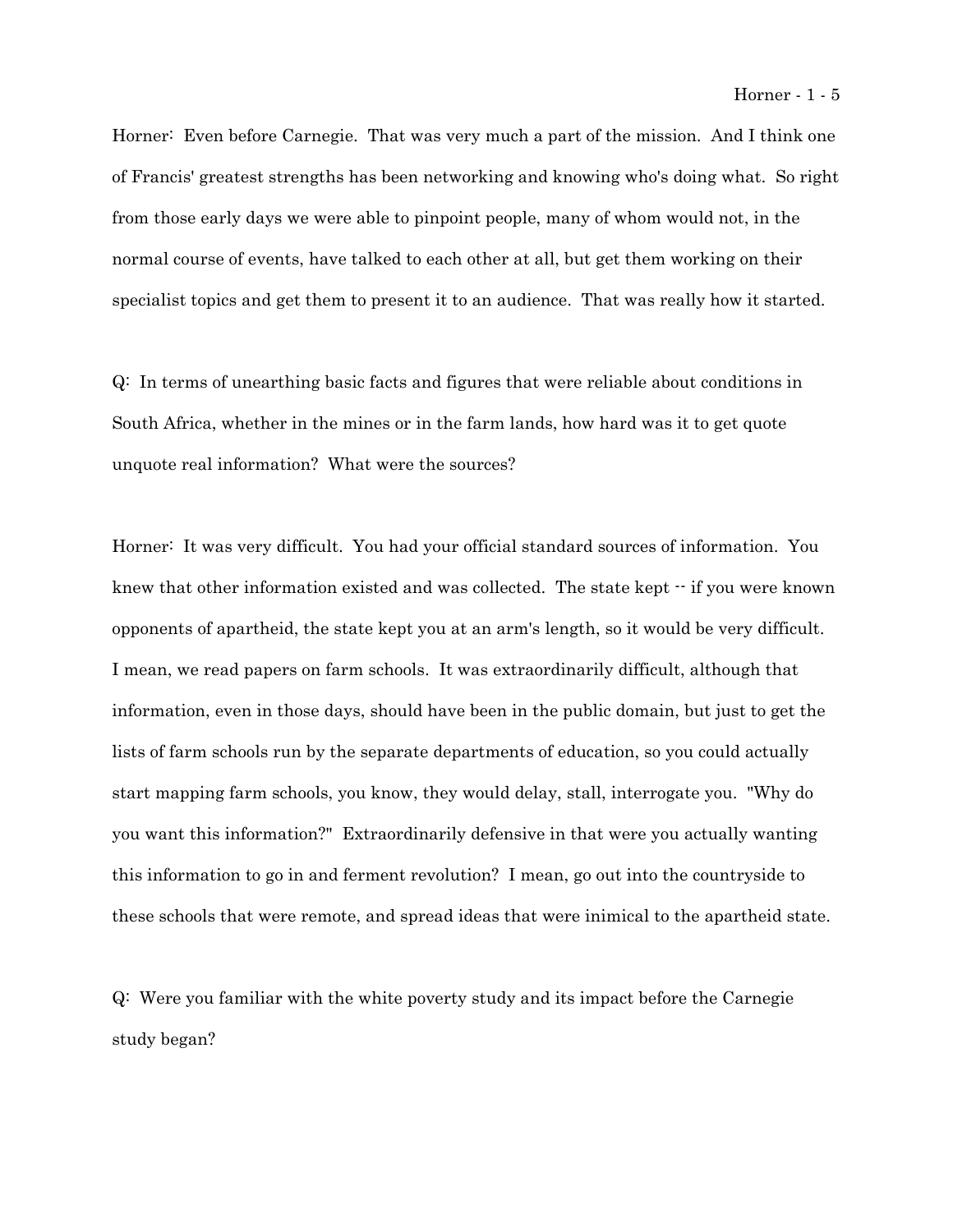Horner: Even before Carnegie. That was very much a part of the mission. And I think one of Francis' greatest strengths has been networking and knowing who's doing what. So right from those early days we were able to pinpoint people, many of whom would not, in the normal course of events, have talked to each other at all, but get them working on their specialist topics and get them to present it to an audience. That was really how it started.

Q: In terms of unearthing basic facts and figures that were reliable about conditions in South Africa, whether in the mines or in the farm lands, how hard was it to get quote unquote real information? What were the sources?

Horner: It was very difficult. You had your official standard sources of information. You knew that other information existed and was collected. The state kept -- if you were known opponents of apartheid, the state kept you at an arm's length, so it would be very difficult. I mean, we read papers on farm schools. It was extraordinarily difficult, although that information, even in those days, should have been in the public domain, but just to get the lists of farm schools run by the separate departments of education, so you could actually start mapping farm schools, you know, they would delay, stall, interrogate you. "Why do you want this information?" Extraordinarily defensive in that were you actually wanting this information to go in and ferment revolution? I mean, go out into the countryside to these schools that were remote, and spread ideas that were inimical to the apartheid state.

Q: Were you familiar with the white poverty study and its impact before the Carnegie study began?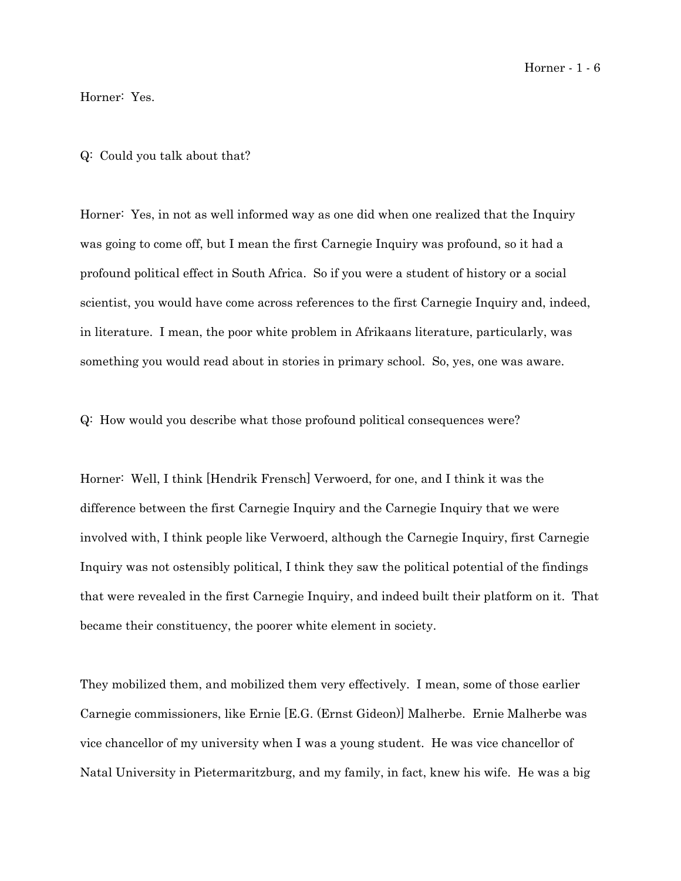Horner: Yes.

Q: Could you talk about that?

Horner: Yes, in not as well informed way as one did when one realized that the Inquiry was going to come off, but I mean the first Carnegie Inquiry was profound, so it had a profound political effect in South Africa. So if you were a student of history or a social scientist, you would have come across references to the first Carnegie Inquiry and, indeed, in literature. I mean, the poor white problem in Afrikaans literature, particularly, was something you would read about in stories in primary school. So, yes, one was aware.

Q: How would you describe what those profound political consequences were?

Horner: Well, I think [Hendrik Frensch] Verwoerd, for one, and I think it was the difference between the first Carnegie Inquiry and the Carnegie Inquiry that we were involved with, I think people like Verwoerd, although the Carnegie Inquiry, first Carnegie Inquiry was not ostensibly political, I think they saw the political potential of the findings that were revealed in the first Carnegie Inquiry, and indeed built their platform on it. That became their constituency, the poorer white element in society.

They mobilized them, and mobilized them very effectively. I mean, some of those earlier Carnegie commissioners, like Ernie [E.G. (Ernst Gideon)] Malherbe. Ernie Malherbe was vice chancellor of my university when I was a young student. He was vice chancellor of Natal University in Pietermaritzburg, and my family, in fact, knew his wife. He was a big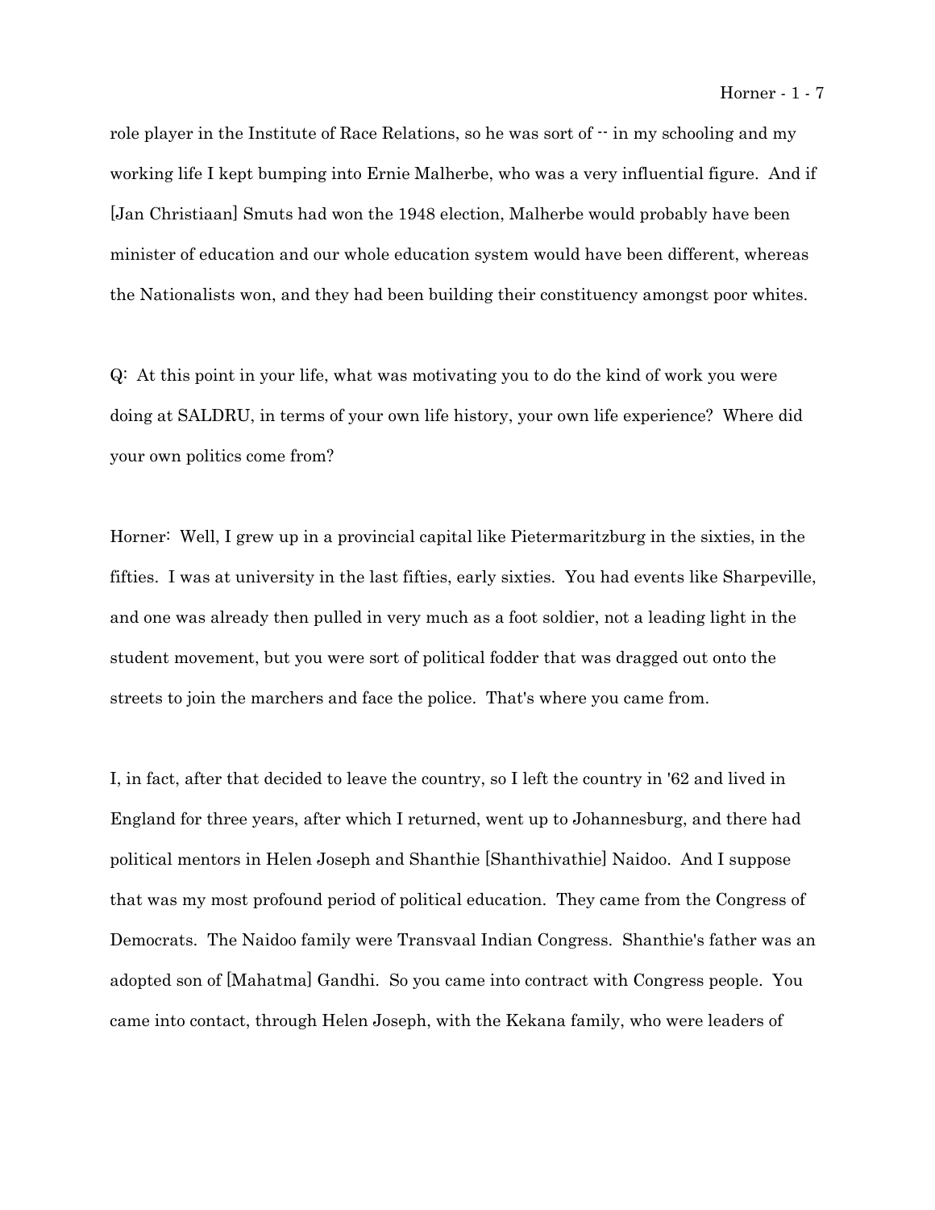role player in the Institute of Race Relations, so he was sort of -- in my schooling and my working life I kept bumping into Ernie Malherbe, who was a very influential figure. And if [Jan Christiaan] Smuts had won the 1948 election, Malherbe would probably have been minister of education and our whole education system would have been different, whereas the Nationalists won, and they had been building their constituency amongst poor whites.

Q: At this point in your life, what was motivating you to do the kind of work you were doing at SALDRU, in terms of your own life history, your own life experience? Where did your own politics come from?

Horner: Well, I grew up in a provincial capital like Pietermaritzburg in the sixties, in the fifties. I was at university in the last fifties, early sixties. You had events like Sharpeville, and one was already then pulled in very much as a foot soldier, not a leading light in the student movement, but you were sort of political fodder that was dragged out onto the streets to join the marchers and face the police. That's where you came from.

I, in fact, after that decided to leave the country, so I left the country in '62 and lived in England for three years, after which I returned, went up to Johannesburg, and there had political mentors in Helen Joseph and Shanthie [Shanthivathie] Naidoo. And I suppose that was my most profound period of political education. They came from the Congress of Democrats. The Naidoo family were Transvaal Indian Congress. Shanthie's father was an adopted son of [Mahatma] Gandhi. So you came into contract with Congress people. You came into contact, through Helen Joseph, with the Kekana family, who were leaders of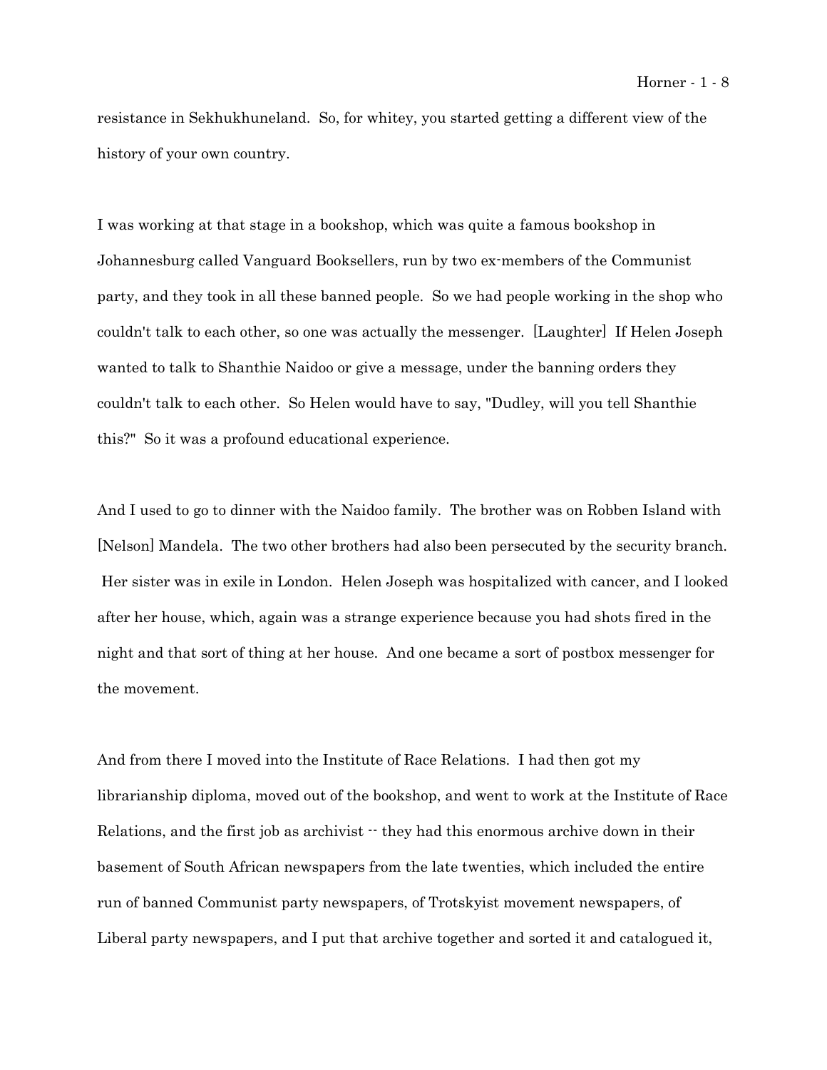resistance in Sekhukhuneland. So, for whitey, you started getting a different view of the history of your own country.

I was working at that stage in a bookshop, which was quite a famous bookshop in Johannesburg called Vanguard Booksellers, run by two ex-members of the Communist party, and they took in all these banned people. So we had people working in the shop who couldn't talk to each other, so one was actually the messenger. [Laughter] If Helen Joseph wanted to talk to Shanthie Naidoo or give a message, under the banning orders they couldn't talk to each other. So Helen would have to say, "Dudley, will you tell Shanthie this?" So it was a profound educational experience.

And I used to go to dinner with the Naidoo family. The brother was on Robben Island with [Nelson] Mandela. The two other brothers had also been persecuted by the security branch. Her sister was in exile in London. Helen Joseph was hospitalized with cancer, and I looked after her house, which, again was a strange experience because you had shots fired in the night and that sort of thing at her house. And one became a sort of postbox messenger for the movement.

And from there I moved into the Institute of Race Relations. I had then got my librarianship diploma, moved out of the bookshop, and went to work at the Institute of Race Relations, and the first job as archivist -- they had this enormous archive down in their basement of South African newspapers from the late twenties, which included the entire run of banned Communist party newspapers, of Trotskyist movement newspapers, of Liberal party newspapers, and I put that archive together and sorted it and catalogued it,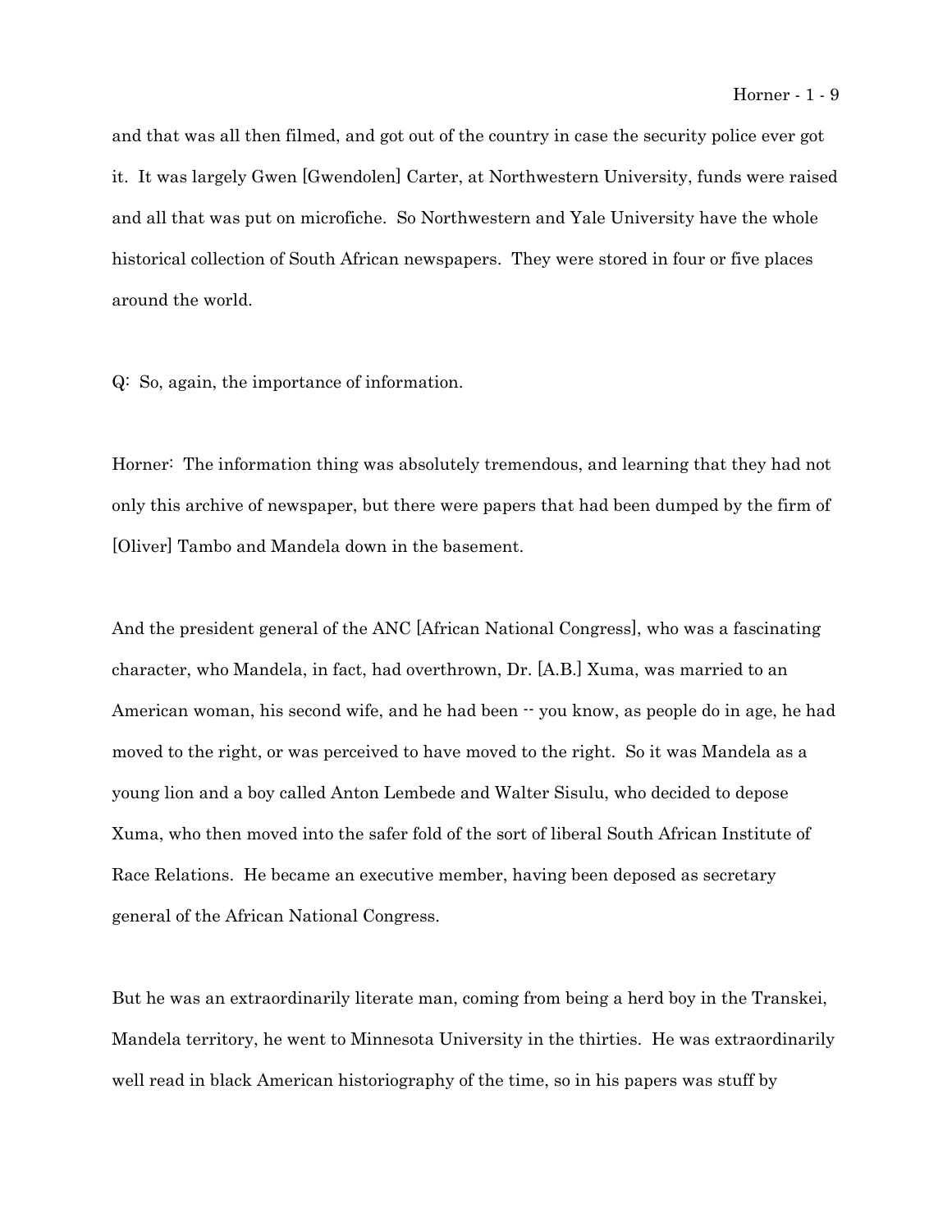and that was all then filmed, and got out of the country in case the security police ever got it. It was largely Gwen [Gwendolen] Carter, at Northwestern University, funds were raised and all that was put on microfiche. So Northwestern and Yale University have the whole historical collection of South African newspapers. They were stored in four or five places around the world.

Q: So, again, the importance of information.

Horner: The information thing was absolutely tremendous, and learning that they had not only this archive of newspaper, but there were papers that had been dumped by the firm of [Oliver] Tambo and Mandela down in the basement.

And the president general of the ANC [African National Congress], who was a fascinating character, who Mandela, in fact, had overthrown, Dr. [A.B.] Xuma, was married to an American woman, his second wife, and he had been -- you know, as people do in age, he had moved to the right, or was perceived to have moved to the right. So it was Mandela as a young lion and a boy called Anton Lembede and Walter Sisulu, who decided to depose Xuma, who then moved into the safer fold of the sort of liberal South African Institute of Race Relations. He became an executive member, having been deposed as secretary general of the African National Congress.

But he was an extraordinarily literate man, coming from being a herd boy in the Transkei, Mandela territory, he went to Minnesota University in the thirties. He was extraordinarily well read in black American historiography of the time, so in his papers was stuff by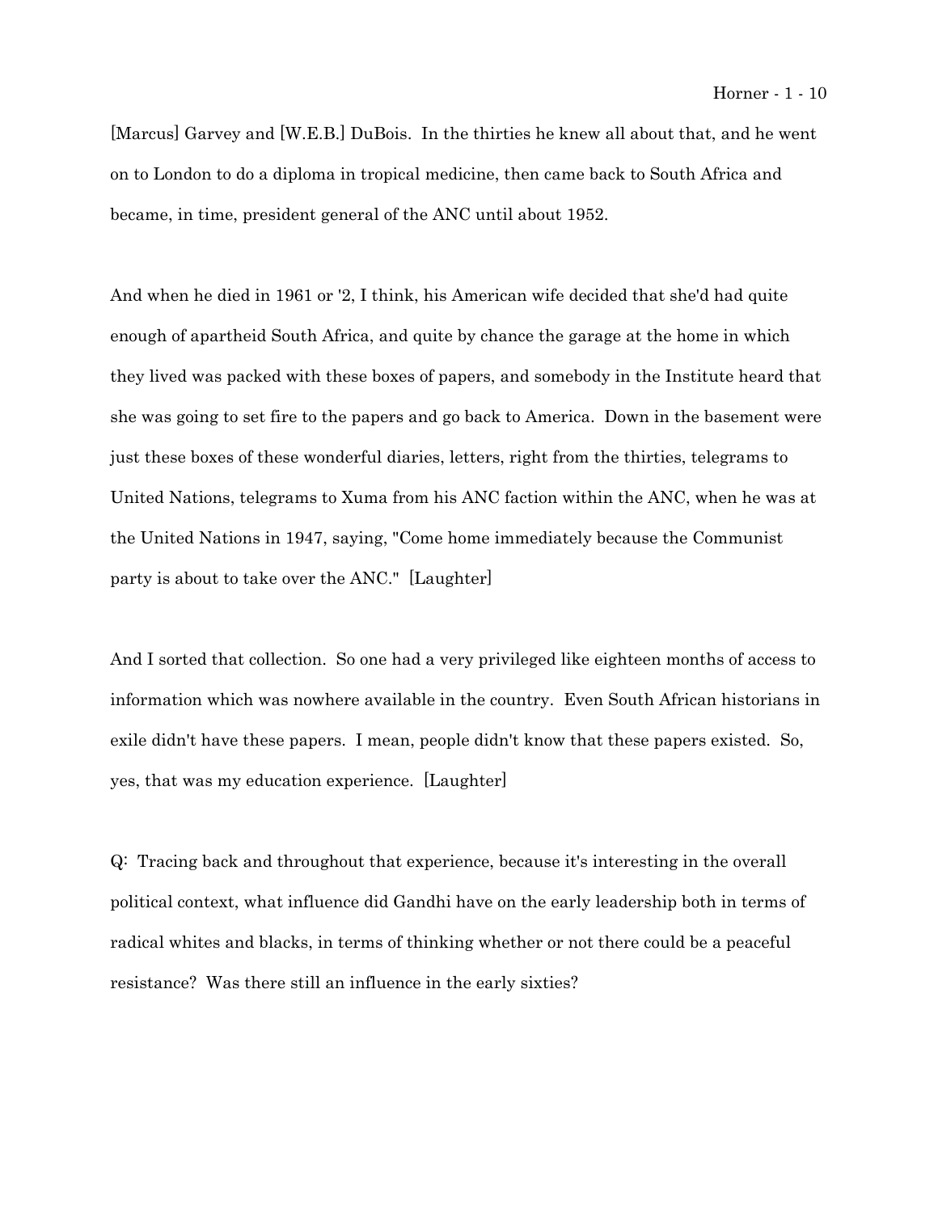[Marcus] Garvey and [W.E.B.] DuBois. In the thirties he knew all about that, and he went on to London to do a diploma in tropical medicine, then came back to South Africa and became, in time, president general of the ANC until about 1952.

And when he died in 1961 or '2, I think, his American wife decided that she'd had quite enough of apartheid South Africa, and quite by chance the garage at the home in which they lived was packed with these boxes of papers, and somebody in the Institute heard that she was going to set fire to the papers and go back to America. Down in the basement were just these boxes of these wonderful diaries, letters, right from the thirties, telegrams to United Nations, telegrams to Xuma from his ANC faction within the ANC, when he was at the United Nations in 1947, saying, "Come home immediately because the Communist party is about to take over the ANC." [Laughter]

And I sorted that collection. So one had a very privileged like eighteen months of access to information which was nowhere available in the country. Even South African historians in exile didn't have these papers. I mean, people didn't know that these papers existed. So, yes, that was my education experience. [Laughter]

Q: Tracing back and throughout that experience, because it's interesting in the overall political context, what influence did Gandhi have on the early leadership both in terms of radical whites and blacks, in terms of thinking whether or not there could be a peaceful resistance? Was there still an influence in the early sixties?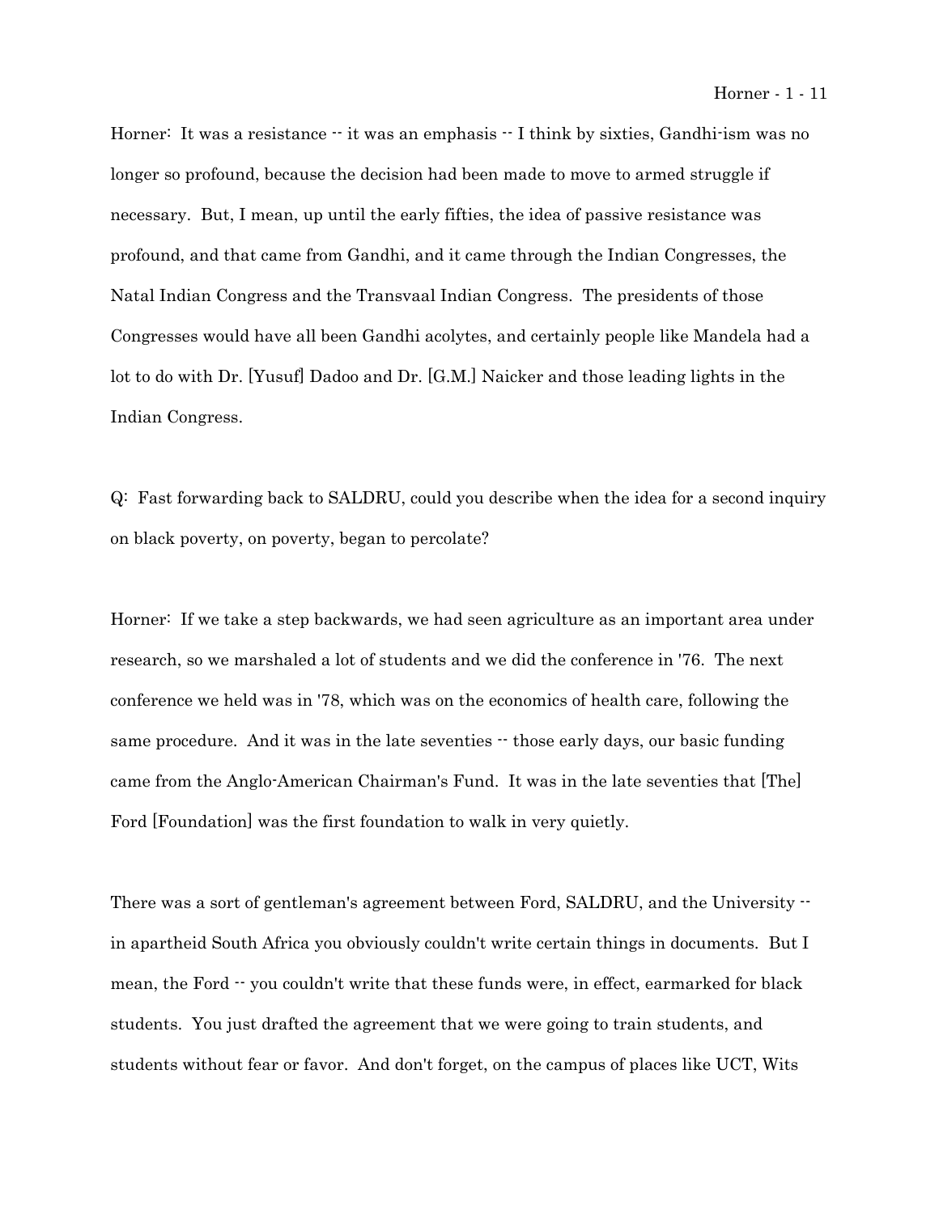Horner: It was a resistance -- it was an emphasis -- I think by sixties, Gandhi-ism was no longer so profound, because the decision had been made to move to armed struggle if necessary. But, I mean, up until the early fifties, the idea of passive resistance was profound, and that came from Gandhi, and it came through the Indian Congresses, the Natal Indian Congress and the Transvaal Indian Congress. The presidents of those Congresses would have all been Gandhi acolytes, and certainly people like Mandela had a lot to do with Dr. [Yusuf] Dadoo and Dr. [G.M.] Naicker and those leading lights in the Indian Congress.

Q: Fast forwarding back to SALDRU, could you describe when the idea for a second inquiry on black poverty, on poverty, began to percolate?

Horner: If we take a step backwards, we had seen agriculture as an important area under research, so we marshaled a lot of students and we did the conference in '76. The next conference we held was in '78, which was on the economics of health care, following the same procedure. And it was in the late seventies -- those early days, our basic funding came from the Anglo-American Chairman's Fund. It was in the late seventies that [The] Ford [Foundation] was the first foundation to walk in very quietly.

There was a sort of gentleman's agreement between Ford, SALDRU, and the University -- in apartheid South Africa you obviously couldn't write certain things in documents. But I mean, the Ford -- you couldn't write that these funds were, in effect, earmarked for black students. You just drafted the agreement that we were going to train students, and students without fear or favor. And don't forget, on the campus of places like UCT, Wits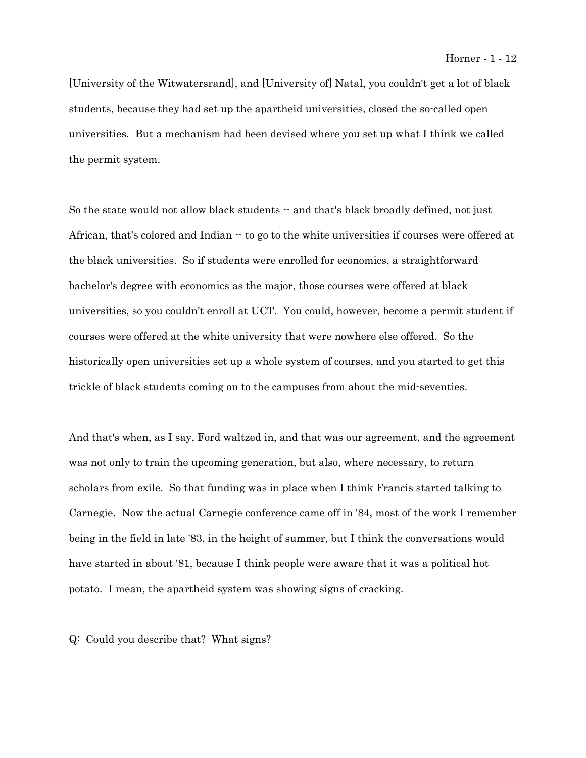[University of the Witwatersrand], and [University of] Natal, you couldn't get a lot of black students, because they had set up the apartheid universities, closed the so-called open universities. But a mechanism had been devised where you set up what I think we called the permit system.

So the state would not allow black students -- and that's black broadly defined, not just African, that's colored and Indian -- to go to the white universities if courses were offered at the black universities. So if students were enrolled for economics, a straightforward bachelor's degree with economics as the major, those courses were offered at black universities, so you couldn't enroll at UCT. You could, however, become a permit student if courses were offered at the white university that were nowhere else offered. So the historically open universities set up a whole system of courses, and you started to get this trickle of black students coming on to the campuses from about the mid-seventies.

And that's when, as I say, Ford waltzed in, and that was our agreement, and the agreement was not only to train the upcoming generation, but also, where necessary, to return scholars from exile. So that funding was in place when I think Francis started talking to Carnegie. Now the actual Carnegie conference came off in '84, most of the work I remember being in the field in late '83, in the height of summer, but I think the conversations would have started in about '81, because I think people were aware that it was a political hot potato. I mean, the apartheid system was showing signs of cracking.

Q: Could you describe that? What signs?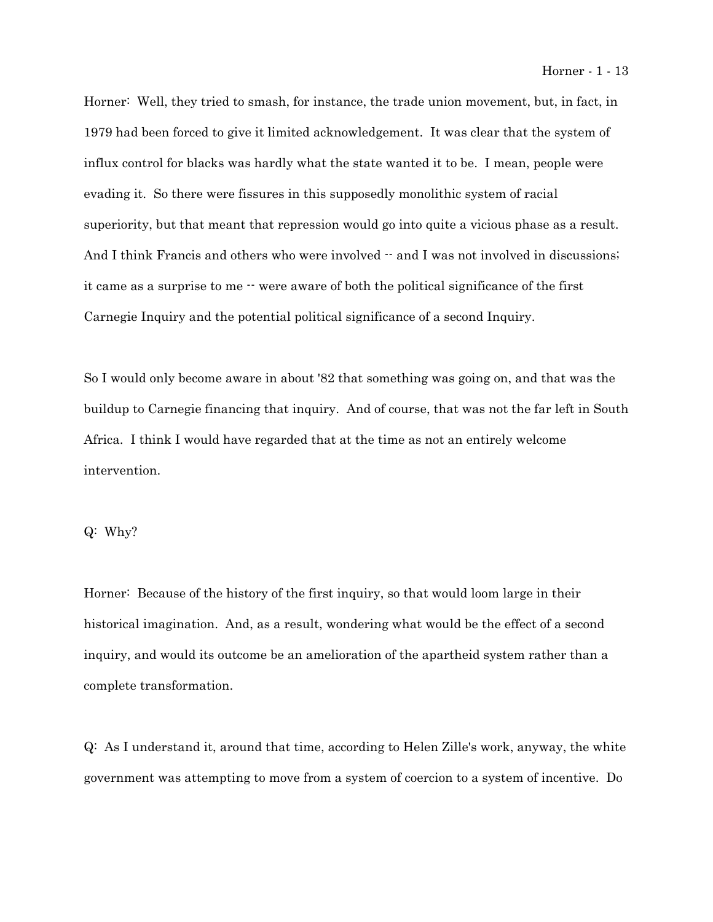Horner: Well, they tried to smash, for instance, the trade union movement, but, in fact, in 1979 had been forced to give it limited acknowledgement. It was clear that the system of influx control for blacks was hardly what the state wanted it to be. I mean, people were evading it. So there were fissures in this supposedly monolithic system of racial superiority, but that meant that repression would go into quite a vicious phase as a result. And I think Francis and others who were involved -- and I was not involved in discussions; it came as a surprise to me -- were aware of both the political significance of the first Carnegie Inquiry and the potential political significance of a second Inquiry.

So I would only become aware in about '82 that something was going on, and that was the buildup to Carnegie financing that inquiry. And of course, that was not the far left in South Africa. I think I would have regarded that at the time as not an entirely welcome intervention.

Q: Why?

Horner: Because of the history of the first inquiry, so that would loom large in their historical imagination. And, as a result, wondering what would be the effect of a second inquiry, and would its outcome be an amelioration of the apartheid system rather than a complete transformation.

Q: As I understand it, around that time, according to Helen Zille's work, anyway, the white government was attempting to move from a system of coercion to a system of incentive. Do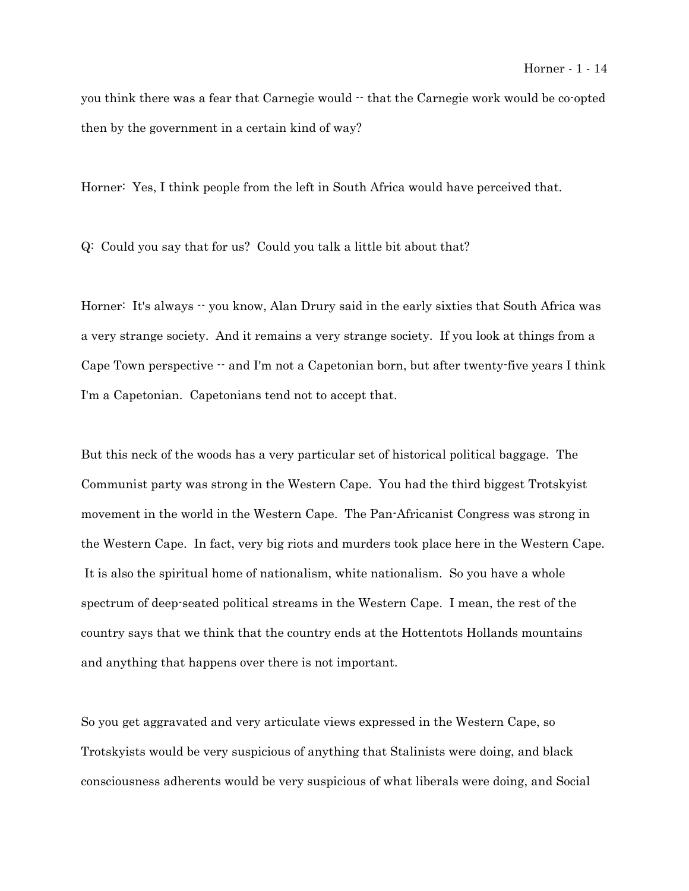you think there was a fear that Carnegie would -- that the Carnegie work would be co-opted then by the government in a certain kind of way?

Horner: Yes, I think people from the left in South Africa would have perceived that.

Q: Could you say that for us? Could you talk a little bit about that?

Horner: It's always -- you know, Alan Drury said in the early sixties that South Africa was a very strange society. And it remains a very strange society. If you look at things from a Cape Town perspective -- and I'm not a Capetonian born, but after twenty-five years I think I'm a Capetonian. Capetonians tend not to accept that.

But this neck of the woods has a very particular set of historical political baggage. The Communist party was strong in the Western Cape. You had the third biggest Trotskyist movement in the world in the Western Cape. The Pan-Africanist Congress was strong in the Western Cape. In fact, very big riots and murders took place here in the Western Cape. It is also the spiritual home of nationalism, white nationalism. So you have a whole spectrum of deep-seated political streams in the Western Cape. I mean, the rest of the country says that we think that the country ends at the Hottentots Hollands mountains and anything that happens over there is not important.

So you get aggravated and very articulate views expressed in the Western Cape, so Trotskyists would be very suspicious of anything that Stalinists were doing, and black consciousness adherents would be very suspicious of what liberals were doing, and Social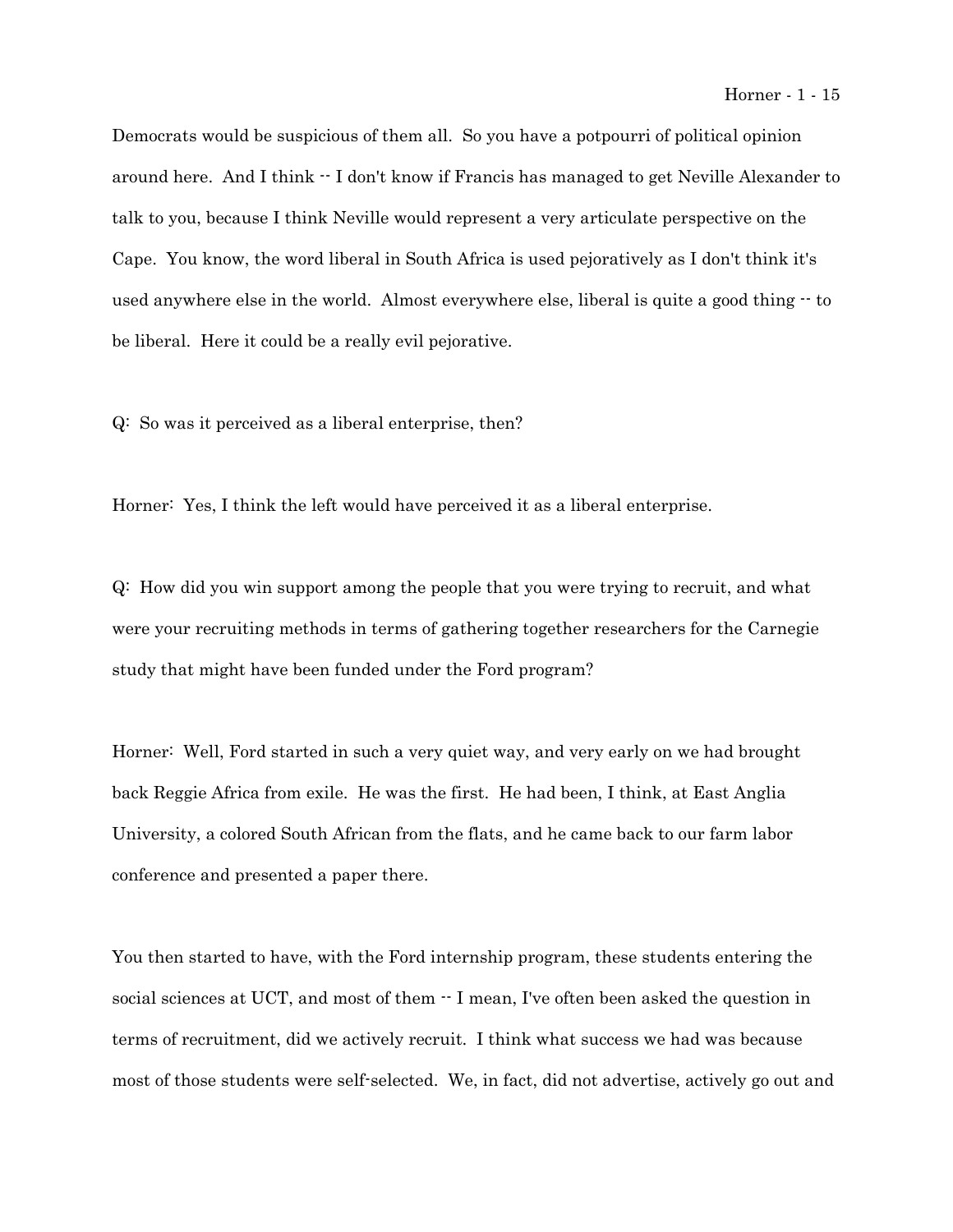Democrats would be suspicious of them all. So you have a potpourri of political opinion around here. And I think -- I don't know if Francis has managed to get Neville Alexander to talk to you, because I think Neville would represent a very articulate perspective on the Cape. You know, the word liberal in South Africa is used pejoratively as I don't think it's used anywhere else in the world. Almost everywhere else, liberal is quite a good thing -- to be liberal. Here it could be a really evil pejorative.

Q: So was it perceived as a liberal enterprise, then?

Horner: Yes, I think the left would have perceived it as a liberal enterprise.

Q: How did you win support among the people that you were trying to recruit, and what were your recruiting methods in terms of gathering together researchers for the Carnegie study that might have been funded under the Ford program?

Horner: Well, Ford started in such a very quiet way, and very early on we had brought back Reggie Africa from exile. He was the first. He had been, I think, at East Anglia University, a colored South African from the flats, and he came back to our farm labor conference and presented a paper there.

You then started to have, with the Ford internship program, these students entering the social sciences at UCT, and most of them -- I mean, I've often been asked the question in terms of recruitment, did we actively recruit. I think what success we had was because most of those students were self-selected. We, in fact, did not advertise, actively go out and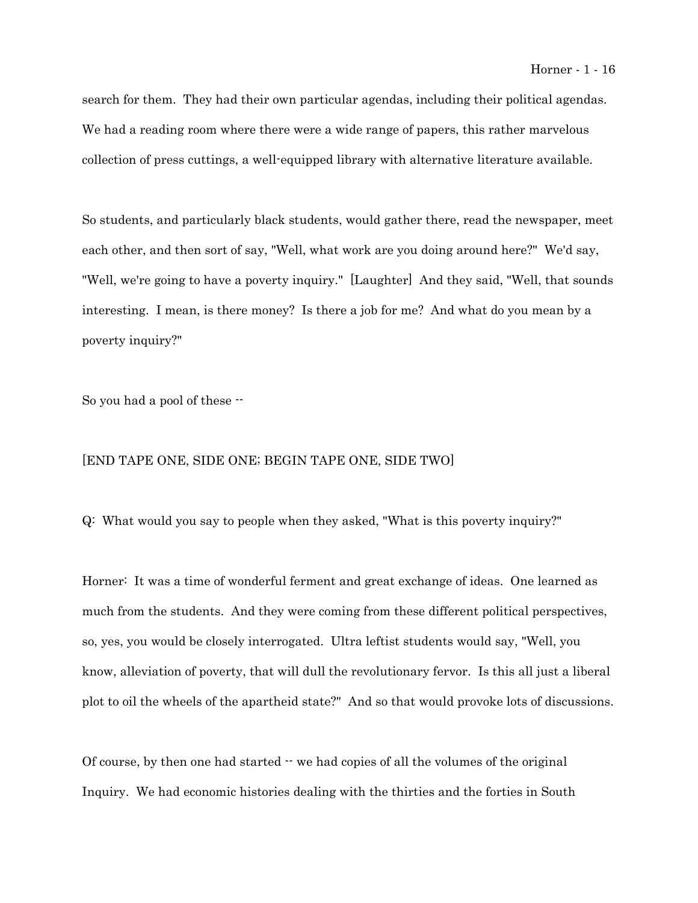search for them. They had their own particular agendas, including their political agendas. We had a reading room where there were a wide range of papers, this rather marvelous collection of press cuttings, a well-equipped library with alternative literature available.

So students, and particularly black students, would gather there, read the newspaper, meet each other, and then sort of say, "Well, what work are you doing around here?" We'd say, "Well, we're going to have a poverty inquiry." [Laughter] And they said, "Well, that sounds interesting. I mean, is there money? Is there a job for me? And what do you mean by a poverty inquiry?"

So you had a pool of these --

[END TAPE ONE, SIDE ONE; BEGIN TAPE ONE, SIDE TWO]

Q: What would you say to people when they asked, "What is this poverty inquiry?"

Horner: It was a time of wonderful ferment and great exchange of ideas. One learned as much from the students. And they were coming from these different political perspectives, so, yes, you would be closely interrogated. Ultra leftist students would say, "Well, you know, alleviation of poverty, that will dull the revolutionary fervor. Is this all just a liberal plot to oil the wheels of the apartheid state?" And so that would provoke lots of discussions.

Of course, by then one had started -- we had copies of all the volumes of the original Inquiry. We had economic histories dealing with the thirties and the forties in South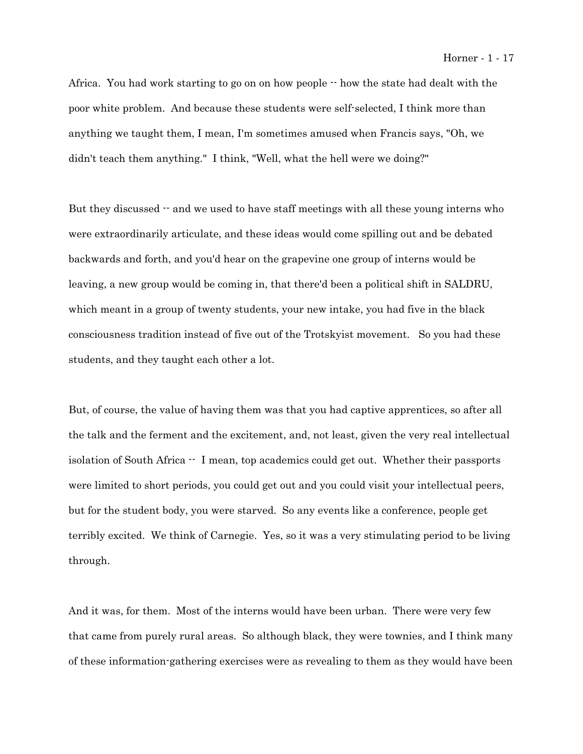Africa. You had work starting to go on on how people -- how the state had dealt with the poor white problem. And because these students were self-selected, I think more than anything we taught them, I mean, I'm sometimes amused when Francis says, "Oh, we didn't teach them anything." I think, "Well, what the hell were we doing?"

But they discussed -- and we used to have staff meetings with all these young interns who were extraordinarily articulate, and these ideas would come spilling out and be debated backwards and forth, and you'd hear on the grapevine one group of interns would be leaving, a new group would be coming in, that there'd been a political shift in SALDRU, which meant in a group of twenty students, your new intake, you had five in the black consciousness tradition instead of five out of the Trotskyist movement. So you had these students, and they taught each other a lot.

But, of course, the value of having them was that you had captive apprentices, so after all the talk and the ferment and the excitement, and, not least, given the very real intellectual isolation of South Africa -- I mean, top academics could get out. Whether their passports were limited to short periods, you could get out and you could visit your intellectual peers, but for the student body, you were starved. So any events like a conference, people get terribly excited. We think of Carnegie. Yes, so it was a very stimulating period to be living through.

And it was, for them. Most of the interns would have been urban. There were very few that came from purely rural areas. So although black, they were townies, and I think many of these information-gathering exercises were as revealing to them as they would have been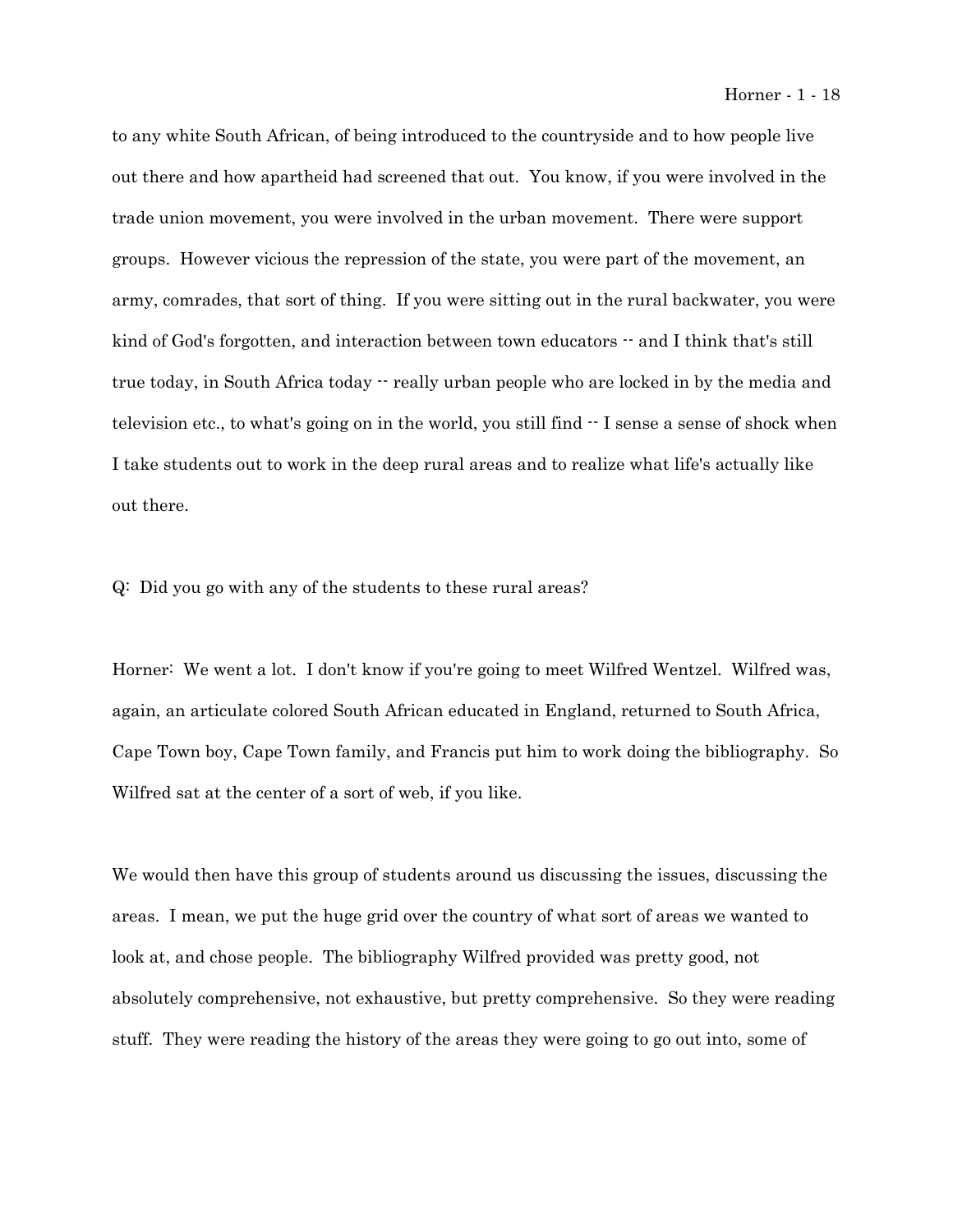to any white South African, of being introduced to the countryside and to how people live out there and how apartheid had screened that out. You know, if you were involved in the trade union movement, you were involved in the urban movement. There were support groups. However vicious the repression of the state, you were part of the movement, an army, comrades, that sort of thing. If you were sitting out in the rural backwater, you were kind of God's forgotten, and interaction between town educators -- and I think that's still true today, in South Africa today -- really urban people who are locked in by the media and television etc., to what's going on in the world, you still find -- I sense a sense of shock when I take students out to work in the deep rural areas and to realize what life's actually like out there.

Q: Did you go with any of the students to these rural areas?

Horner: We went a lot. I don't know if you're going to meet Wilfred Wentzel. Wilfred was, again, an articulate colored South African educated in England, returned to South Africa, Cape Town boy, Cape Town family, and Francis put him to work doing the bibliography. So Wilfred sat at the center of a sort of web, if you like.

We would then have this group of students around us discussing the issues, discussing the areas. I mean, we put the huge grid over the country of what sort of areas we wanted to look at, and chose people. The bibliography Wilfred provided was pretty good, not absolutely comprehensive, not exhaustive, but pretty comprehensive. So they were reading stuff. They were reading the history of the areas they were going to go out into, some of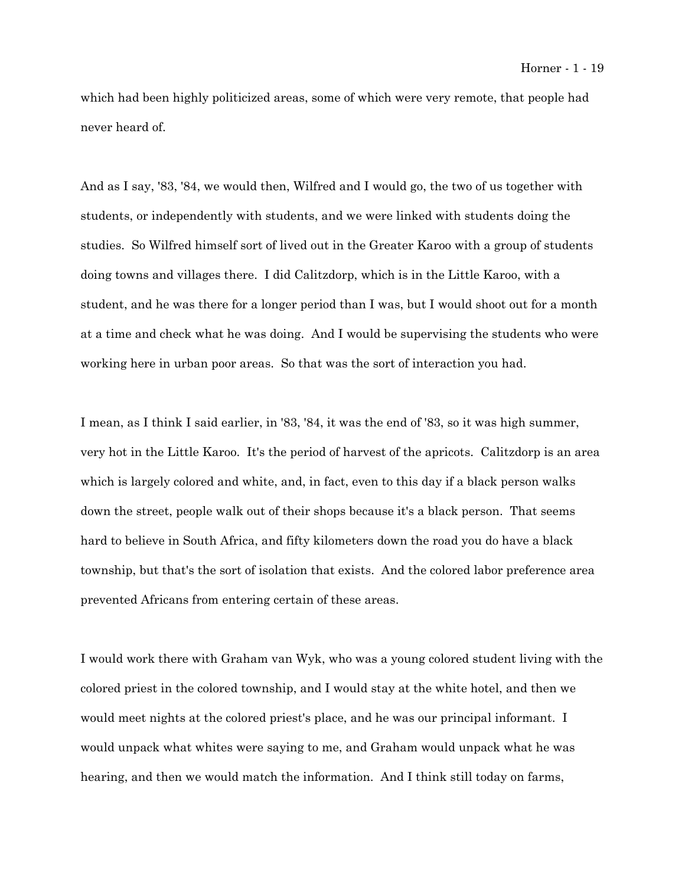which had been highly politicized areas, some of which were very remote, that people had never heard of.

And as I say, '83, '84, we would then, Wilfred and I would go, the two of us together with students, or independently with students, and we were linked with students doing the studies. So Wilfred himself sort of lived out in the Greater Karoo with a group of students doing towns and villages there. I did Calitzdorp, which is in the Little Karoo, with a student, and he was there for a longer period than I was, but I would shoot out for a month at a time and check what he was doing. And I would be supervising the students who were working here in urban poor areas. So that was the sort of interaction you had.

I mean, as I think I said earlier, in '83, '84, it was the end of '83, so it was high summer, very hot in the Little Karoo. It's the period of harvest of the apricots. Calitzdorp is an area which is largely colored and white, and, in fact, even to this day if a black person walks down the street, people walk out of their shops because it's a black person. That seems hard to believe in South Africa, and fifty kilometers down the road you do have a black township, but that's the sort of isolation that exists. And the colored labor preference area prevented Africans from entering certain of these areas.

I would work there with Graham van Wyk, who was a young colored student living with the colored priest in the colored township, and I would stay at the white hotel, and then we would meet nights at the colored priest's place, and he was our principal informant. I would unpack what whites were saying to me, and Graham would unpack what he was hearing, and then we would match the information. And I think still today on farms,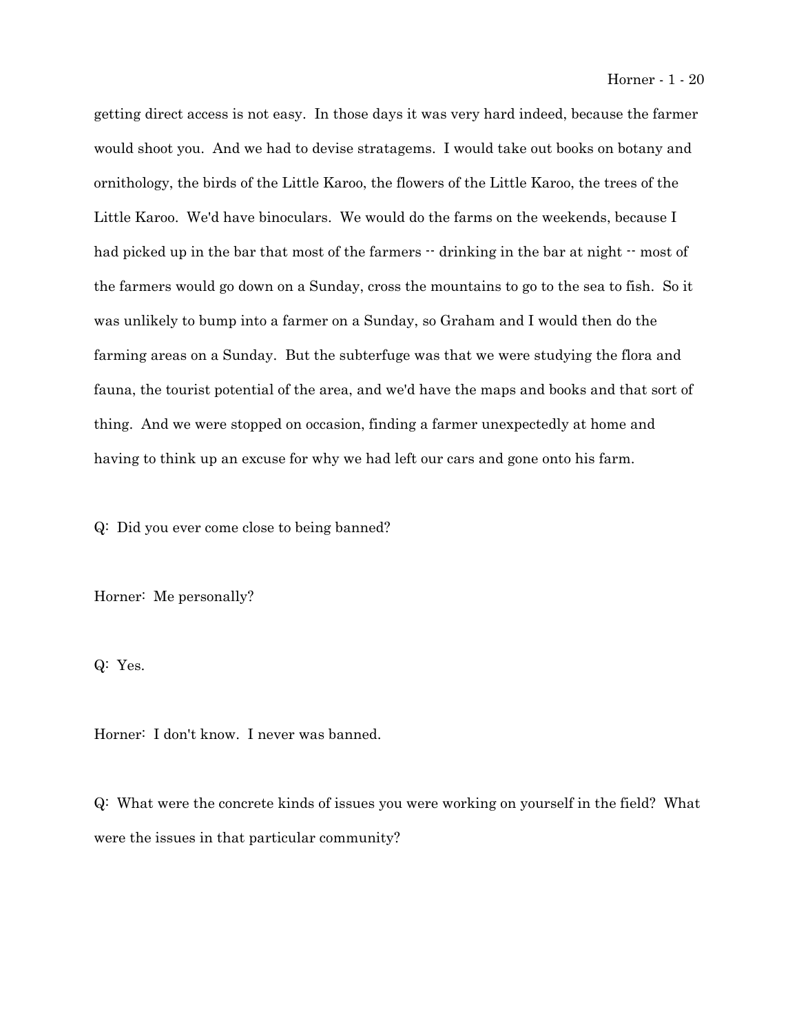getting direct access is not easy. In those days it was very hard indeed, because the farmer would shoot you. And we had to devise stratagems. I would take out books on botany and ornithology, the birds of the Little Karoo, the flowers of the Little Karoo, the trees of the Little Karoo. We'd have binoculars. We would do the farms on the weekends, because I had picked up in the bar that most of the farmers -- drinking in the bar at night -- most of the farmers would go down on a Sunday, cross the mountains to go to the sea to fish. So it was unlikely to bump into a farmer on a Sunday, so Graham and I would then do the farming areas on a Sunday. But the subterfuge was that we were studying the flora and fauna, the tourist potential of the area, and we'd have the maps and books and that sort of thing. And we were stopped on occasion, finding a farmer unexpectedly at home and having to think up an excuse for why we had left our cars and gone onto his farm.

Q: Did you ever come close to being banned?

Horner: Me personally?

Q: Yes.

Horner: I don't know. I never was banned.

Q: What were the concrete kinds of issues you were working on yourself in the field? What were the issues in that particular community?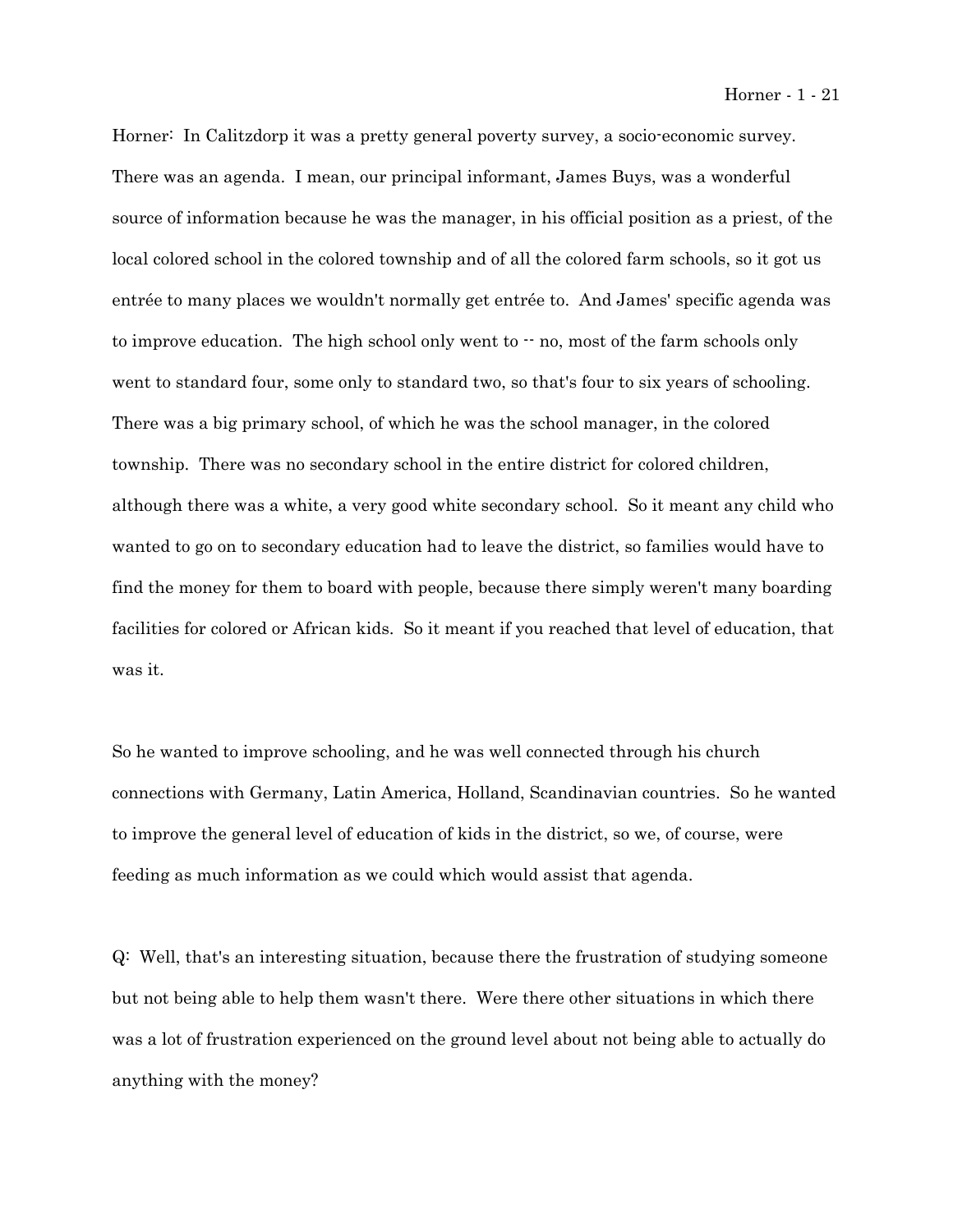Horner: In Calitzdorp it was a pretty general poverty survey, a socio-economic survey. There was an agenda. I mean, our principal informant, James Buys, was a wonderful source of information because he was the manager, in his official position as a priest, of the local colored school in the colored township and of all the colored farm schools, so it got us entrée to many places we wouldn't normally get entrée to. And James' specific agenda was to improve education. The high school only went to -- no, most of the farm schools only went to standard four, some only to standard two, so that's four to six years of schooling. There was a big primary school, of which he was the school manager, in the colored township. There was no secondary school in the entire district for colored children, although there was a white, a very good white secondary school. So it meant any child who wanted to go on to secondary education had to leave the district, so families would have to find the money for them to board with people, because there simply weren't many boarding facilities for colored or African kids. So it meant if you reached that level of education, that was it.

So he wanted to improve schooling, and he was well connected through his church connections with Germany, Latin America, Holland, Scandinavian countries. So he wanted to improve the general level of education of kids in the district, so we, of course, were feeding as much information as we could which would assist that agenda.

Q: Well, that's an interesting situation, because there the frustration of studying someone but not being able to help them wasn't there. Were there other situations in which there was a lot of frustration experienced on the ground level about not being able to actually do anything with the money?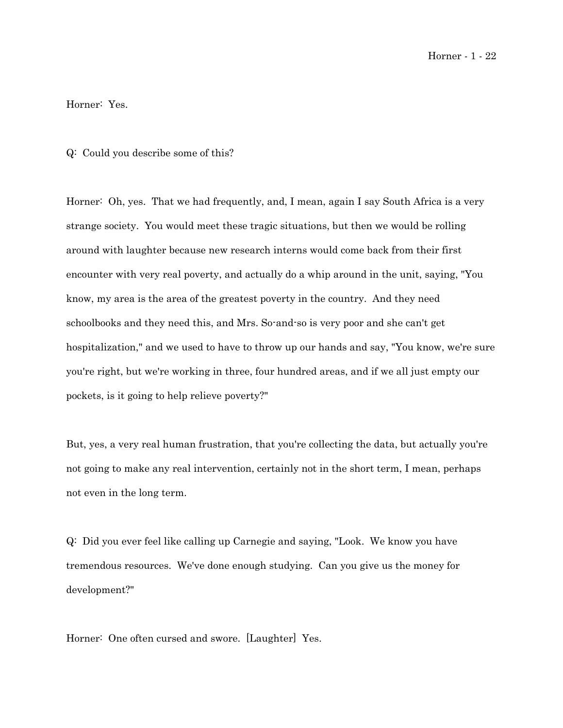Horner: Yes.

Q: Could you describe some of this?

Horner: Oh, yes. That we had frequently, and, I mean, again I say South Africa is a very strange society. You would meet these tragic situations, but then we would be rolling around with laughter because new research interns would come back from their first encounter with very real poverty, and actually do a whip around in the unit, saying, "You know, my area is the area of the greatest poverty in the country. And they need schoolbooks and they need this, and Mrs. So-and-so is very poor and she can't get hospitalization," and we used to have to throw up our hands and say, "You know, we're sure you're right, but we're working in three, four hundred areas, and if we all just empty our pockets, is it going to help relieve poverty?"

But, yes, a very real human frustration, that you're collecting the data, but actually you're not going to make any real intervention, certainly not in the short term, I mean, perhaps not even in the long term.

Q: Did you ever feel like calling up Carnegie and saying, "Look. We know you have tremendous resources. We've done enough studying. Can you give us the money for development?"

Horner: One often cursed and swore. [Laughter] Yes.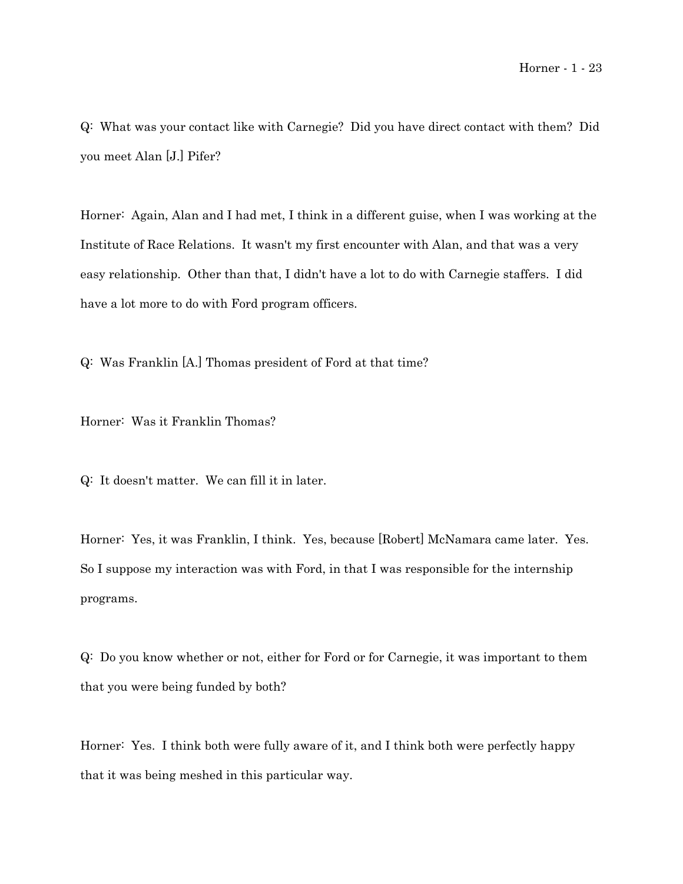Q: What was your contact like with Carnegie? Did you have direct contact with them? Did you meet Alan [J.] Pifer?

Horner: Again, Alan and I had met, I think in a different guise, when I was working at the Institute of Race Relations. It wasn't my first encounter with Alan, and that was a very easy relationship. Other than that, I didn't have a lot to do with Carnegie staffers. I did have a lot more to do with Ford program officers.

Q: Was Franklin [A.] Thomas president of Ford at that time?

Horner: Was it Franklin Thomas?

Q: It doesn't matter. We can fill it in later.

Horner: Yes, it was Franklin, I think. Yes, because [Robert] McNamara came later. Yes. So I suppose my interaction was with Ford, in that I was responsible for the internship programs.

Q: Do you know whether or not, either for Ford or for Carnegie, it was important to them that you were being funded by both?

Horner: Yes. I think both were fully aware of it, and I think both were perfectly happy that it was being meshed in this particular way.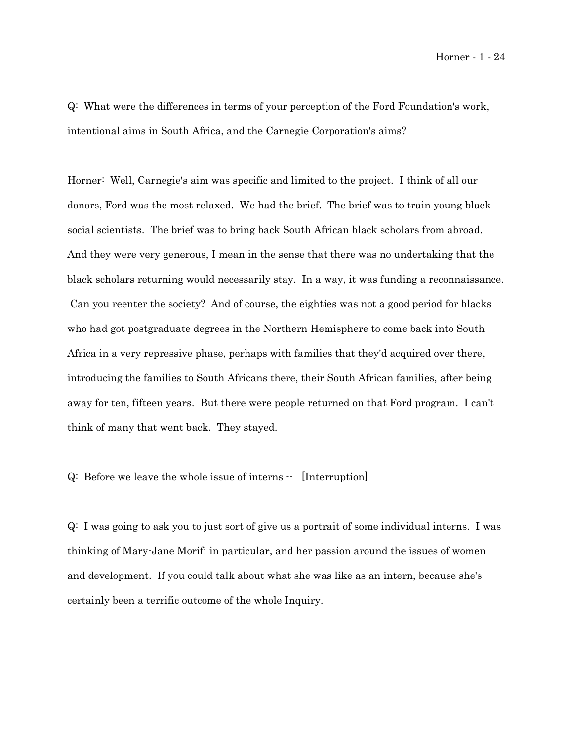Q: What were the differences in terms of your perception of the Ford Foundation's work, intentional aims in South Africa, and the Carnegie Corporation's aims?

Horner: Well, Carnegie's aim was specific and limited to the project. I think of all our donors, Ford was the most relaxed. We had the brief. The brief was to train young black social scientists. The brief was to bring back South African black scholars from abroad. And they were very generous, I mean in the sense that there was no undertaking that the black scholars returning would necessarily stay. In a way, it was funding a reconnaissance. Can you reenter the society? And of course, the eighties was not a good period for blacks who had got postgraduate degrees in the Northern Hemisphere to come back into South Africa in a very repressive phase, perhaps with families that they'd acquired over there, introducing the families to South Africans there, their South African families, after being away for ten, fifteen years. But there were people returned on that Ford program. I can't think of many that went back. They stayed.

Q: Before we leave the whole issue of interns -- [Interruption]

Q: I was going to ask you to just sort of give us a portrait of some individual interns. I was thinking of Mary-Jane Morifi in particular, and her passion around the issues of women and development. If you could talk about what she was like as an intern, because she's certainly been a terrific outcome of the whole Inquiry.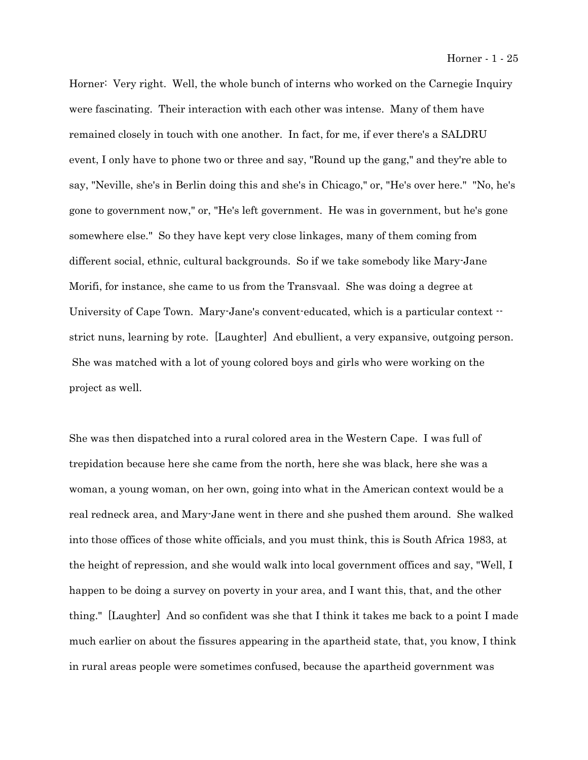Horner: Very right. Well, the whole bunch of interns who worked on the Carnegie Inquiry were fascinating. Their interaction with each other was intense. Many of them have remained closely in touch with one another. In fact, for me, if ever there's a SALDRU event, I only have to phone two or three and say, "Round up the gang," and they're able to say, "Neville, she's in Berlin doing this and she's in Chicago," or, "He's over here." "No, he's gone to government now," or, "He's left government. He was in government, but he's gone somewhere else." So they have kept very close linkages, many of them coming from different social, ethnic, cultural backgrounds. So if we take somebody like Mary-Jane Morifi, for instance, she came to us from the Transvaal. She was doing a degree at University of Cape Town. Mary-Jane's convent-educated, which is a particular context -- strict nuns, learning by rote. [Laughter] And ebullient, a very expansive, outgoing person. She was matched with a lot of young colored boys and girls who were working on the project as well.

She was then dispatched into a rural colored area in the Western Cape. I was full of trepidation because here she came from the north, here she was black, here she was a woman, a young woman, on her own, going into what in the American context would be a real redneck area, and Mary-Jane went in there and she pushed them around. She walked into those offices of those white officials, and you must think, this is South Africa 1983, at the height of repression, and she would walk into local government offices and say, "Well, I happen to be doing a survey on poverty in your area, and I want this, that, and the other thing." [Laughter] And so confident was she that I think it takes me back to a point I made much earlier on about the fissures appearing in the apartheid state, that, you know, I think in rural areas people were sometimes confused, because the apartheid government was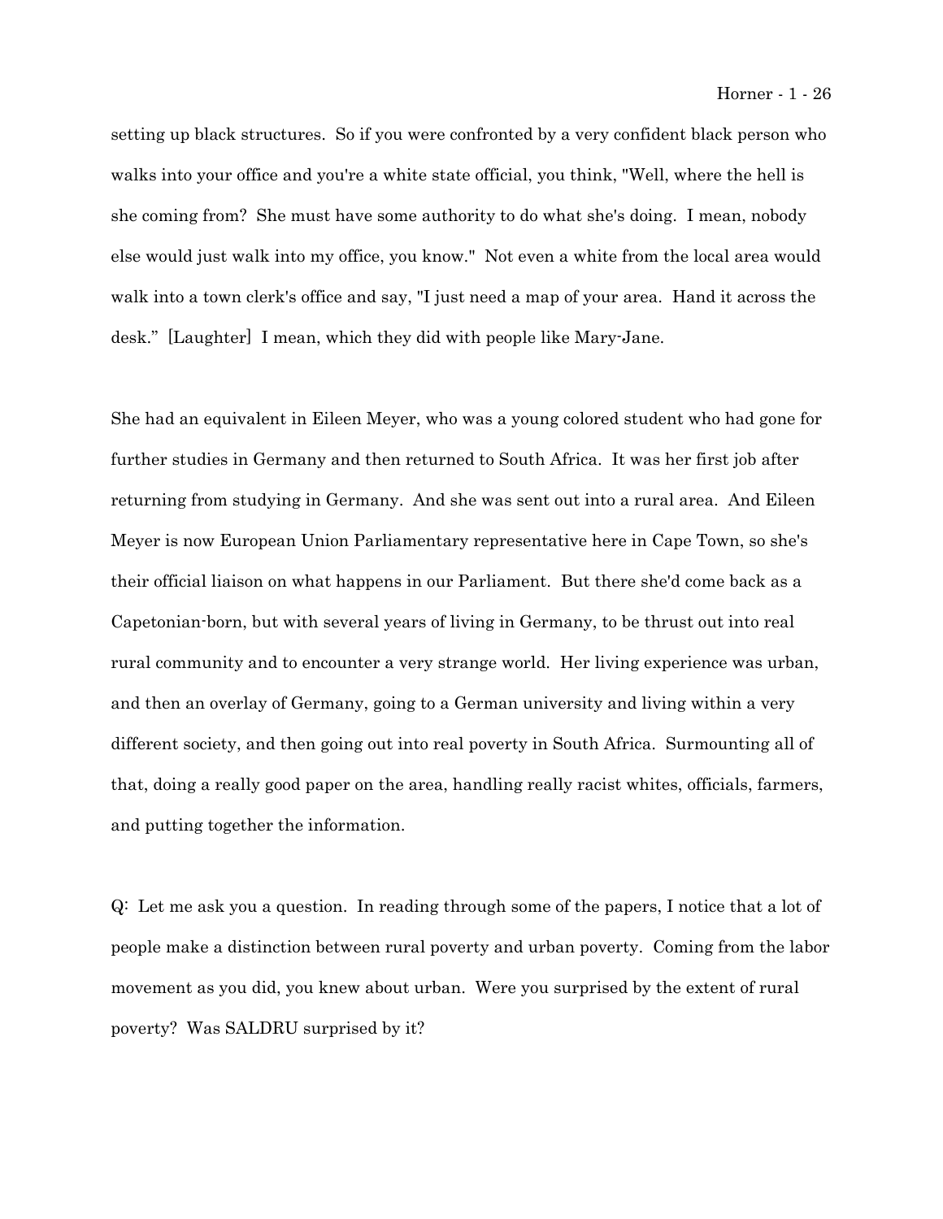setting up black structures. So if you were confronted by a very confident black person who walks into your office and you're a white state official, you think, "Well, where the hell is she coming from? She must have some authority to do what she's doing. I mean, nobody else would just walk into my office, you know." Not even a white from the local area would walk into a town clerk's office and say, "I just need a map of your area. Hand it across the desk." [Laughter] I mean, which they did with people like Mary-Jane.

She had an equivalent in Eileen Meyer, who was a young colored student who had gone for further studies in Germany and then returned to South Africa. It was her first job after returning from studying in Germany. And she was sent out into a rural area. And Eileen Meyer is now European Union Parliamentary representative here in Cape Town, so she's their official liaison on what happens in our Parliament. But there she'd come back as a Capetonian-born, but with several years of living in Germany, to be thrust out into real rural community and to encounter a very strange world. Her living experience was urban, and then an overlay of Germany, going to a German university and living within a very different society, and then going out into real poverty in South Africa. Surmounting all of that, doing a really good paper on the area, handling really racist whites, officials, farmers, and putting together the information.

Q: Let me ask you a question. In reading through some of the papers, I notice that a lot of people make a distinction between rural poverty and urban poverty. Coming from the labor movement as you did, you knew about urban. Were you surprised by the extent of rural poverty? Was SALDRU surprised by it?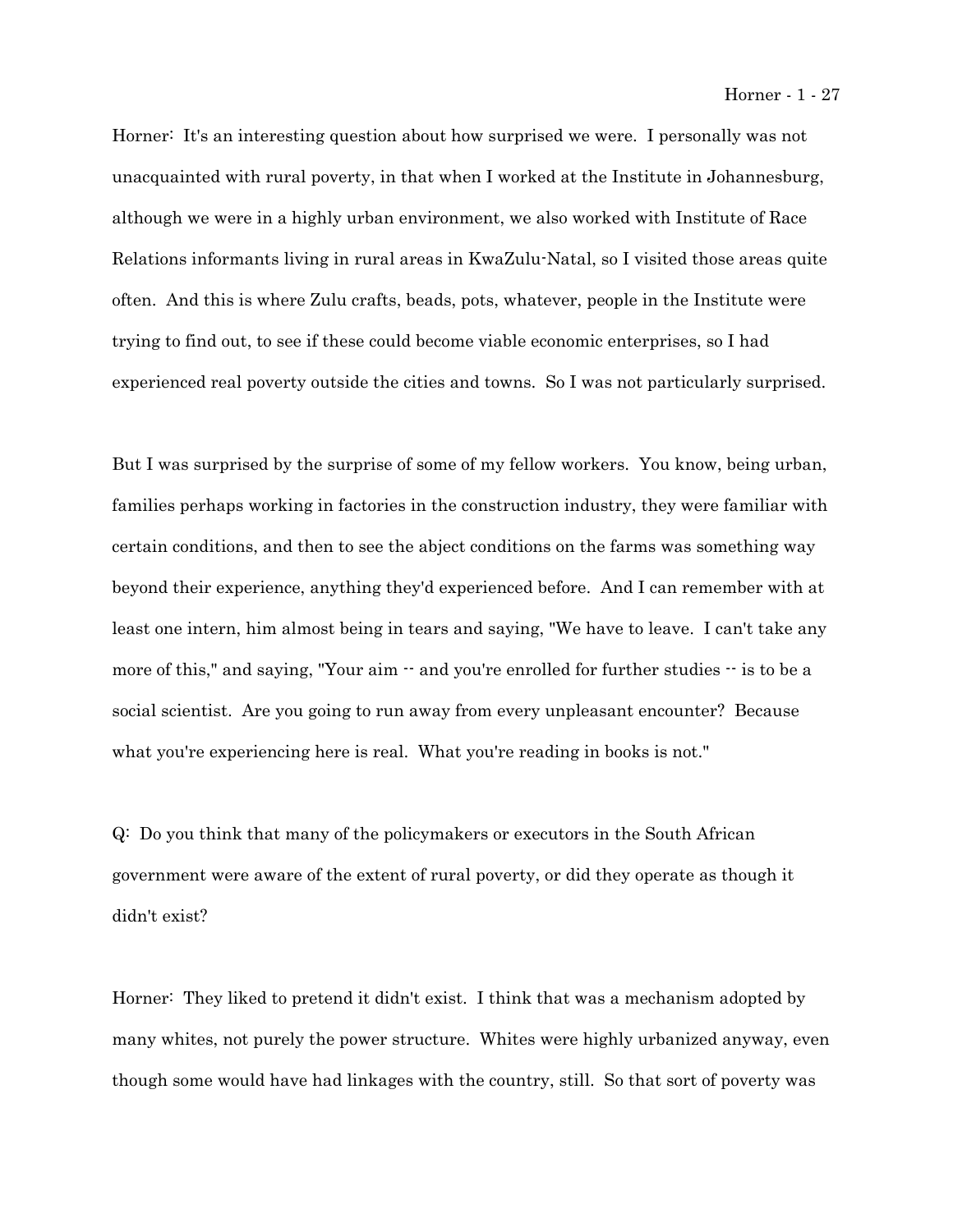Horner: It's an interesting question about how surprised we were. I personally was not unacquainted with rural poverty, in that when I worked at the Institute in Johannesburg, although we were in a highly urban environment, we also worked with Institute of Race Relations informants living in rural areas in KwaZulu-Natal, so I visited those areas quite often. And this is where Zulu crafts, beads, pots, whatever, people in the Institute were trying to find out, to see if these could become viable economic enterprises, so I had experienced real poverty outside the cities and towns. So I was not particularly surprised.

But I was surprised by the surprise of some of my fellow workers. You know, being urban, families perhaps working in factories in the construction industry, they were familiar with certain conditions, and then to see the abject conditions on the farms was something way beyond their experience, anything they'd experienced before. And I can remember with at least one intern, him almost being in tears and saying, "We have to leave. I can't take any more of this," and saying, "Your aim -- and you're enrolled for further studies -- is to be a social scientist. Are you going to run away from every unpleasant encounter? Because what you're experiencing here is real. What you're reading in books is not."

Q: Do you think that many of the policymakers or executors in the South African government were aware of the extent of rural poverty, or did they operate as though it didn't exist?

Horner: They liked to pretend it didn't exist. I think that was a mechanism adopted by many whites, not purely the power structure. Whites were highly urbanized anyway, even though some would have had linkages with the country, still. So that sort of poverty was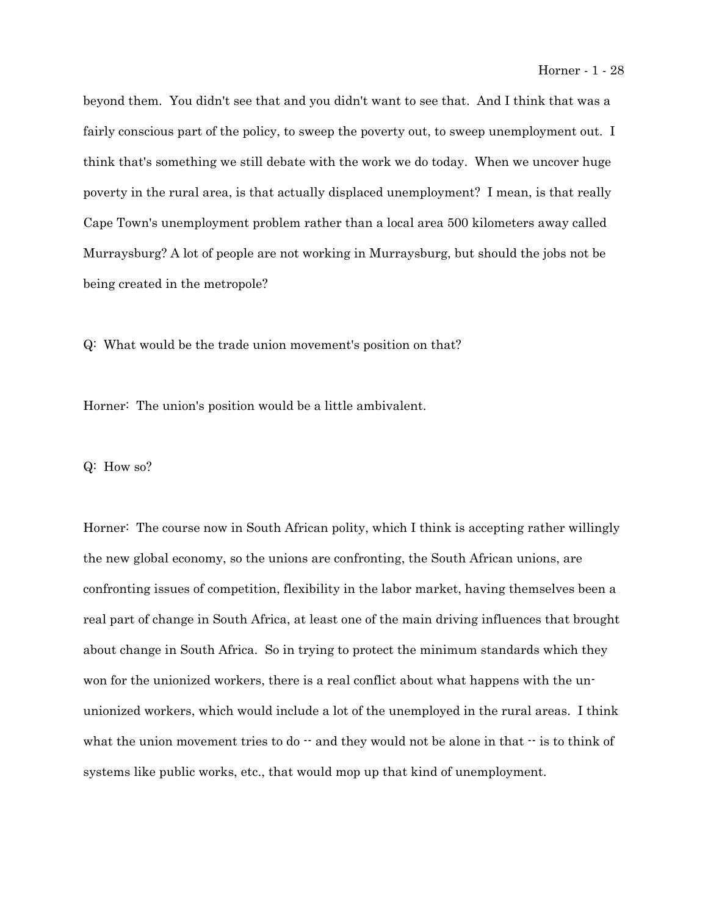beyond them. You didn't see that and you didn't want to see that. And I think that was a fairly conscious part of the policy, to sweep the poverty out, to sweep unemployment out. I think that's something we still debate with the work we do today. When we uncover huge poverty in the rural area, is that actually displaced unemployment? I mean, is that really Cape Town's unemployment problem rather than a local area 500 kilometers away called Murraysburg? A lot of people are not working in Murraysburg, but should the jobs not be being created in the metropole?

Q: What would be the trade union movement's position on that?

Horner: The union's position would be a little ambivalent.

Q: How so?

Horner: The course now in South African polity, which I think is accepting rather willingly the new global economy, so the unions are confronting, the South African unions, are confronting issues of competition, flexibility in the labor market, having themselves been a real part of change in South Africa, at least one of the main driving influences that brought about change in South Africa. So in trying to protect the minimum standards which they won for the unionized workers, there is a real conflict about what happens with the un-unionized workers, which would include a lot of the unemployed in the rural areas. I think what the union movement tries to do -- and they would not be alone in that -- is to think of systems like public works, etc., that would mop up that kind of unemployment.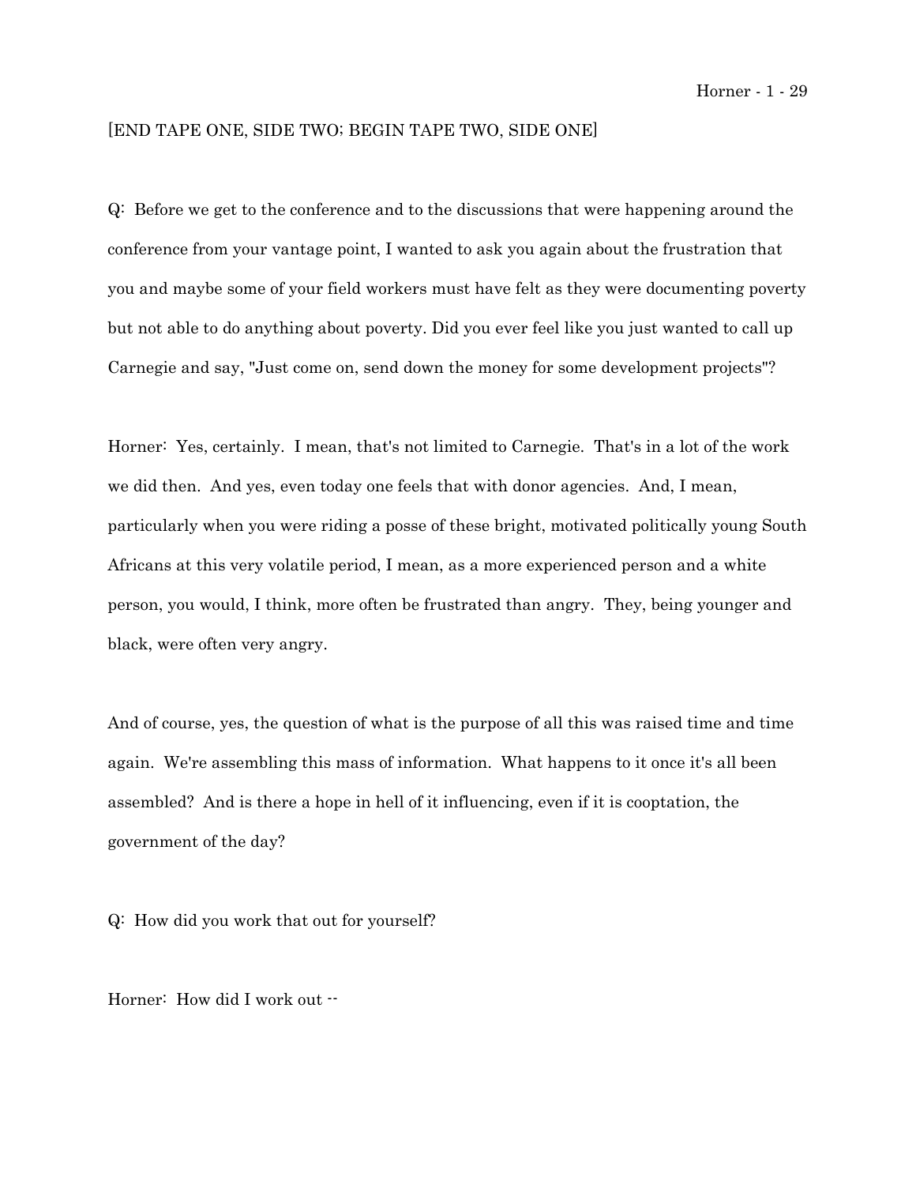[END TAPE ONE, SIDE TWO; BEGIN TAPE TWO, SIDE ONE]

Q: Before we get to the conference and to the discussions that were happening around the conference from your vantage point, I wanted to ask you again about the frustration that you and maybe some of your field workers must have felt as they were documenting poverty but not able to do anything about poverty. Did you ever feel like you just wanted to call up Carnegie and say, "Just come on, send down the money for some development projects"?

Horner: Yes, certainly. I mean, that's not limited to Carnegie. That's in a lot of the work we did then. And yes, even today one feels that with donor agencies. And, I mean, particularly when you were riding a posse of these bright, motivated politically young South Africans at this very volatile period, I mean, as a more experienced person and a white person, you would, I think, more often be frustrated than angry. They, being younger and black, were often very angry.

And of course, yes, the question of what is the purpose of all this was raised time and time again. We're assembling this mass of information. What happens to it once it's all been assembled? And is there a hope in hell of it influencing, even if it is cooptation, the government of the day?

Q: How did you work that out for yourself?

Horner: How did I work out --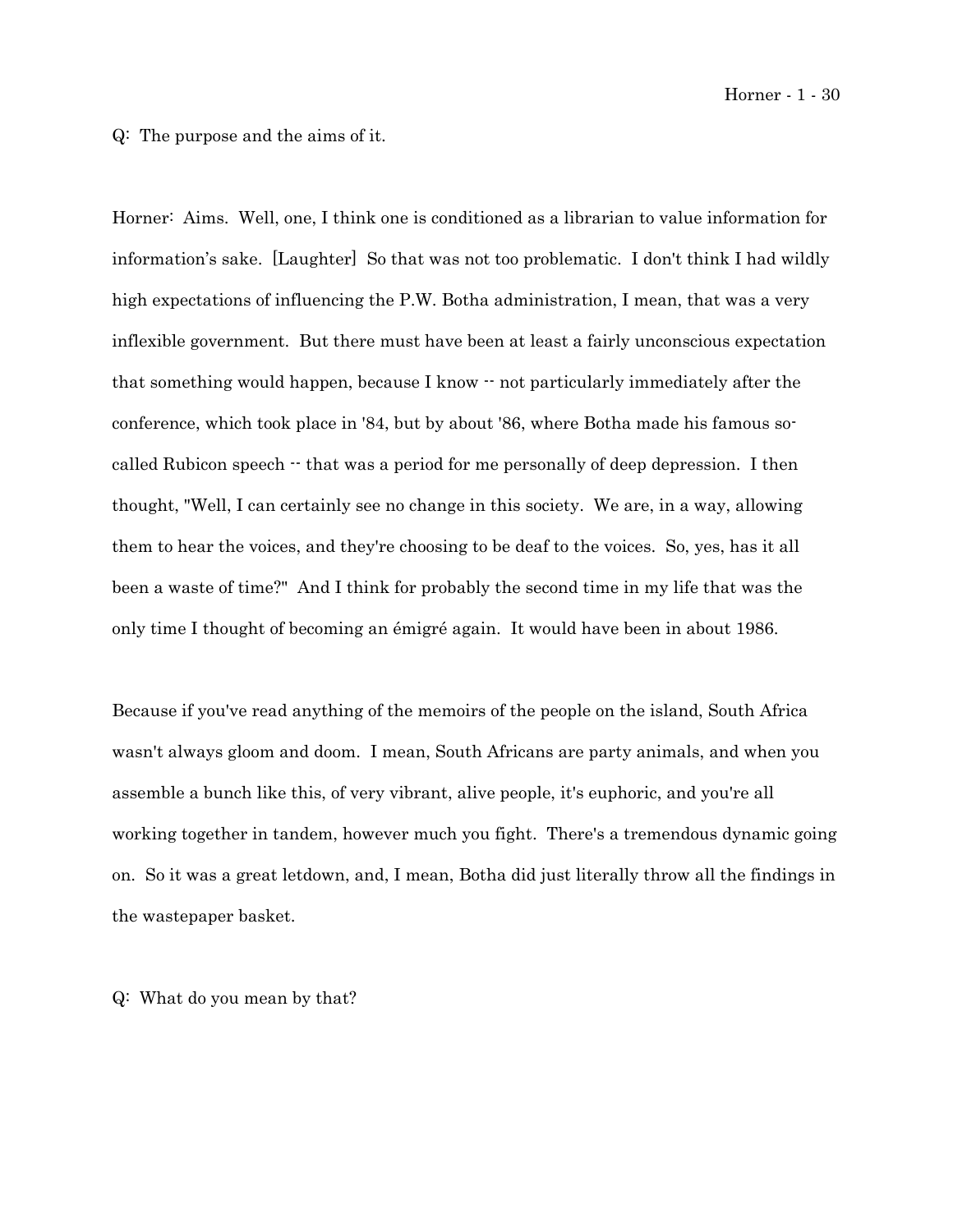Q: The purpose and the aims of it.

Horner: Aims. Well, one, I think one is conditioned as a librarian to value information for information's sake. [Laughter] So that was not too problematic. I don't think I had wildly high expectations of influencing the P.W. Botha administration, I mean, that was a very inflexible government. But there must have been at least a fairly unconscious expectation that something would happen, because I know -- not particularly immediately after the conference, which took place in '84, but by about '86, where Botha made his famous so-called Rubicon speech -- that was a period for me personally of deep depression. I then thought, "Well, I can certainly see no change in this society. We are, in a way, allowing them to hear the voices, and they're choosing to be deaf to the voices. So, yes, has it all been a waste of time?" And I think for probably the second time in my life that was the only time I thought of becoming an émigré again. It would have been in about 1986.

Because if you've read anything of the memoirs of the people on the island, South Africa wasn't always gloom and doom. I mean, South Africans are party animals, and when you assemble a bunch like this, of very vibrant, alive people, it's euphoric, and you're all working together in tandem, however much you fight. There's a tremendous dynamic going on. So it was a great letdown, and, I mean, Botha did just literally throw all the findings in the wastepaper basket.

Q: What do you mean by that?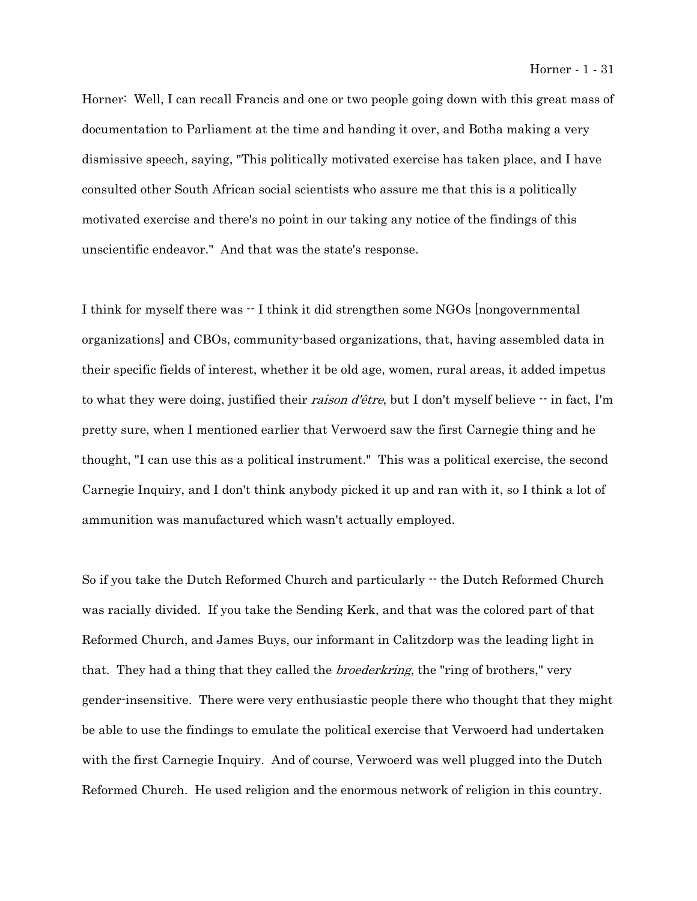Horner: Well, I can recall Francis and one or two people going down with this great mass of documentation to Parliament at the time and handing it over, and Botha making a very dismissive speech, saying, "This politically motivated exercise has taken place, and I have consulted other South African social scientists who assure me that this is a politically motivated exercise and there's no point in our taking any notice of the findings of this unscientific endeavor." And that was the state's response.

I think for myself there was -- I think it did strengthen some NGOs [nongovernmental organizations] and CBOs, community-based organizations, that, having assembled data in their specific fields of interest, whether it be old age, women, rural areas, it added impetus to what they were doing, justified their *raison d'être*, but I don't myself believe -- in fact, I'm pretty sure, when I mentioned earlier that Verwoerd saw the first Carnegie thing and he thought, "I can use this as a political instrument." This was a political exercise, the second Carnegie Inquiry, and I don't think anybody picked it up and ran with it, so I think a lot of ammunition was manufactured which wasn't actually employed.

So if you take the Dutch Reformed Church and particularly -- the Dutch Reformed Church was racially divided. If you take the Sending Kerk, and that was the colored part of that Reformed Church, and James Buys, our informant in Calitzdorp was the leading light in that. They had a thing that they called the *broederkring*, the "ring of brothers," very gender-insensitive. There were very enthusiastic people there who thought that they might be able to use the findings to emulate the political exercise that Verwoerd had undertaken with the first Carnegie Inquiry. And of course, Verwoerd was well plugged into the Dutch Reformed Church. He used religion and the enormous network of religion in this country.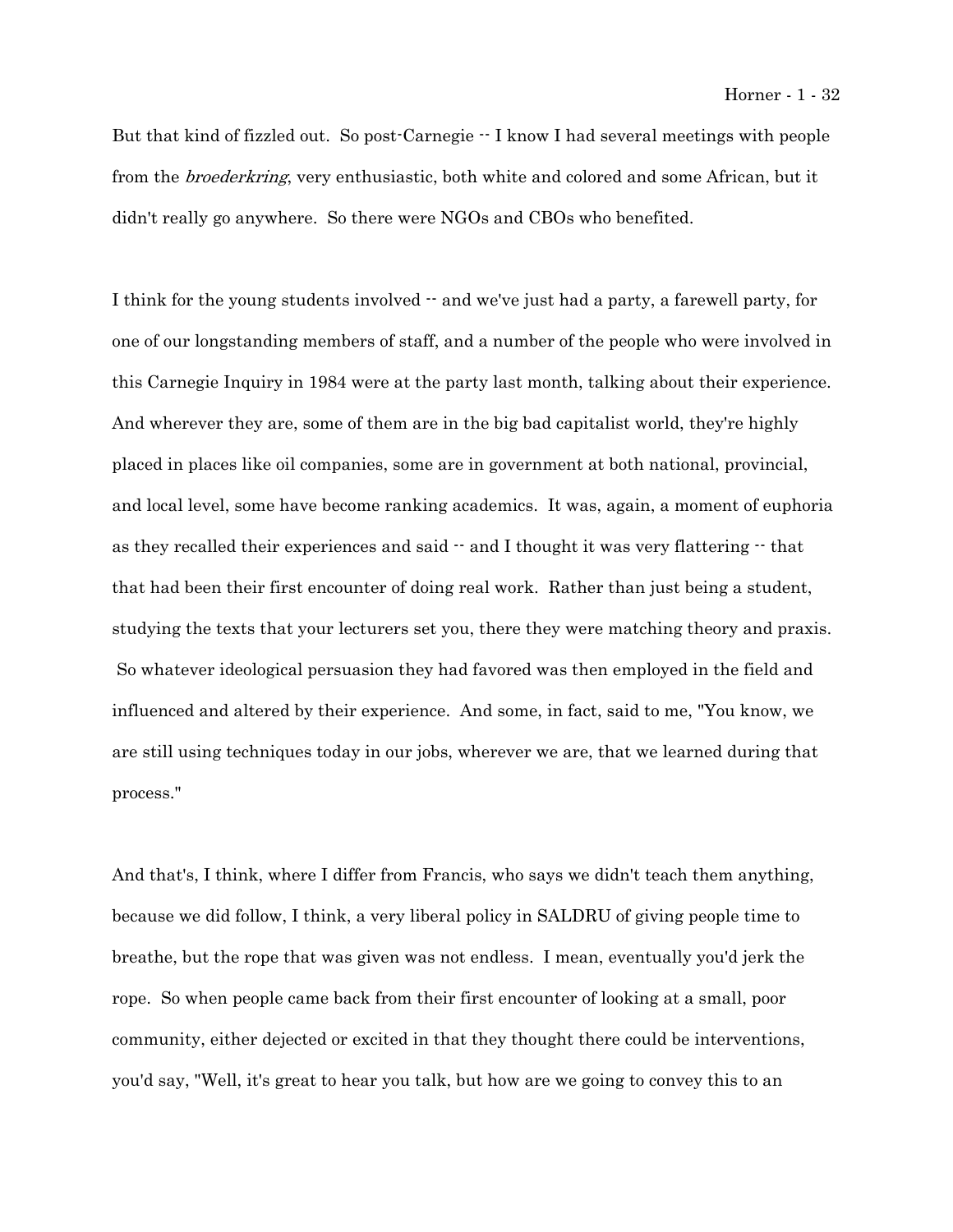But that kind of fizzled out. So post-Carnegie -- I know I had several meetings with people from the *broederkring*, very enthusiastic, both white and colored and some African, but it didn't really go anywhere. So there were NGOs and CBOs who benefited.

I think for the young students involved -- and we've just had a party, a farewell party, for one of our longstanding members of staff, and a number of the people who were involved in this Carnegie Inquiry in 1984 were at the party last month, talking about their experience. And wherever they are, some of them are in the big bad capitalist world, they're highly placed in places like oil companies, some are in government at both national, provincial, and local level, some have become ranking academics. It was, again, a moment of euphoria as they recalled their experiences and said -- and I thought it was very flattering -- that that had been their first encounter of doing real work. Rather than just being a student, studying the texts that your lecturers set you, there they were matching theory and praxis. So whatever ideological persuasion they had favored was then employed in the field and influenced and altered by their experience. And some, in fact, said to me, "You know, we are still using techniques today in our jobs, wherever we are, that we learned during that process."

And that's, I think, where I differ from Francis, who says we didn't teach them anything, because we did follow, I think, a very liberal policy in SALDRU of giving people time to breathe, but the rope that was given was not endless. I mean, eventually you'd jerk the rope. So when people came back from their first encounter of looking at a small, poor community, either dejected or excited in that they thought there could be interventions, you'd say, "Well, it's great to hear you talk, but how are we going to convey this to an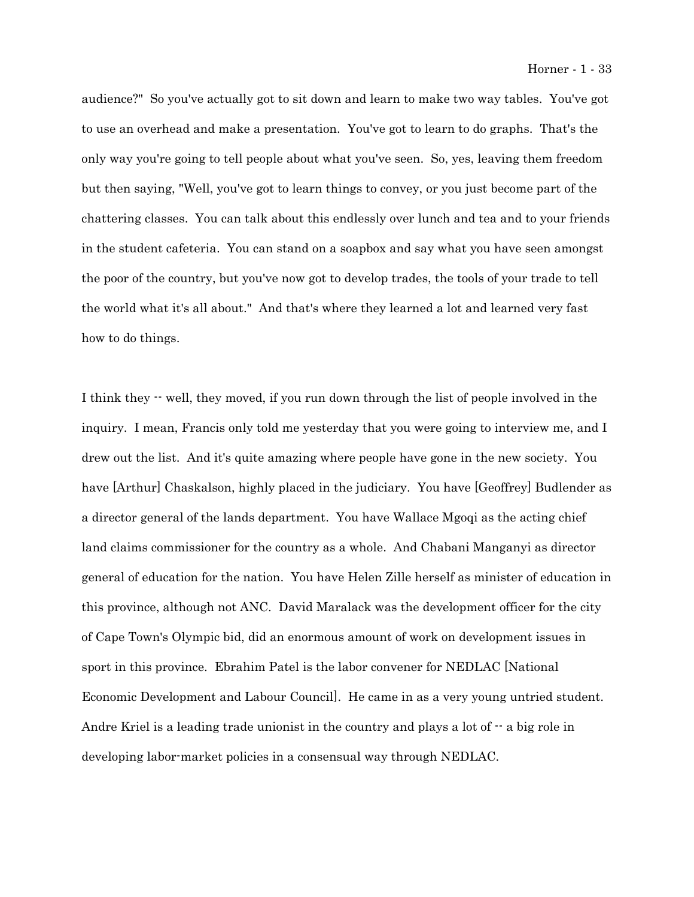audience?" So you've actually got to sit down and learn to make two way tables. You've got to use an overhead and make a presentation. You've got to learn to do graphs. That's the only way you're going to tell people about what you've seen. So, yes, leaving them freedom but then saying, "Well, you've got to learn things to convey, or you just become part of the chattering classes. You can talk about this endlessly over lunch and tea and to your friends in the student cafeteria. You can stand on a soapbox and say what you have seen amongst the poor of the country, but you've now got to develop trades, the tools of your trade to tell the world what it's all about." And that's where they learned a lot and learned very fast how to do things.

I think they -- well, they moved, if you run down through the list of people involved in the inquiry. I mean, Francis only told me yesterday that you were going to interview me, and I drew out the list. And it's quite amazing where people have gone in the new society. You have [Arthur] Chaskalson, highly placed in the judiciary. You have [Geoffrey] Budlender as a director general of the lands department. You have Wallace Mgoqi as the acting chief land claims commissioner for the country as a whole. And Chabani Manganyi as director general of education for the nation. You have Helen Zille herself as minister of education in this province, although not ANC. David Maralack was the development officer for the city of Cape Town's Olympic bid, did an enormous amount of work on development issues in sport in this province. Ebrahim Patel is the labor convener for NEDLAC [National Economic Development and Labour Council]. He came in as a very young untried student. Andre Kriel is a leading trade unionist in the country and plays a lot of -- a big role in developing labor-market policies in a consensual way through NEDLAC.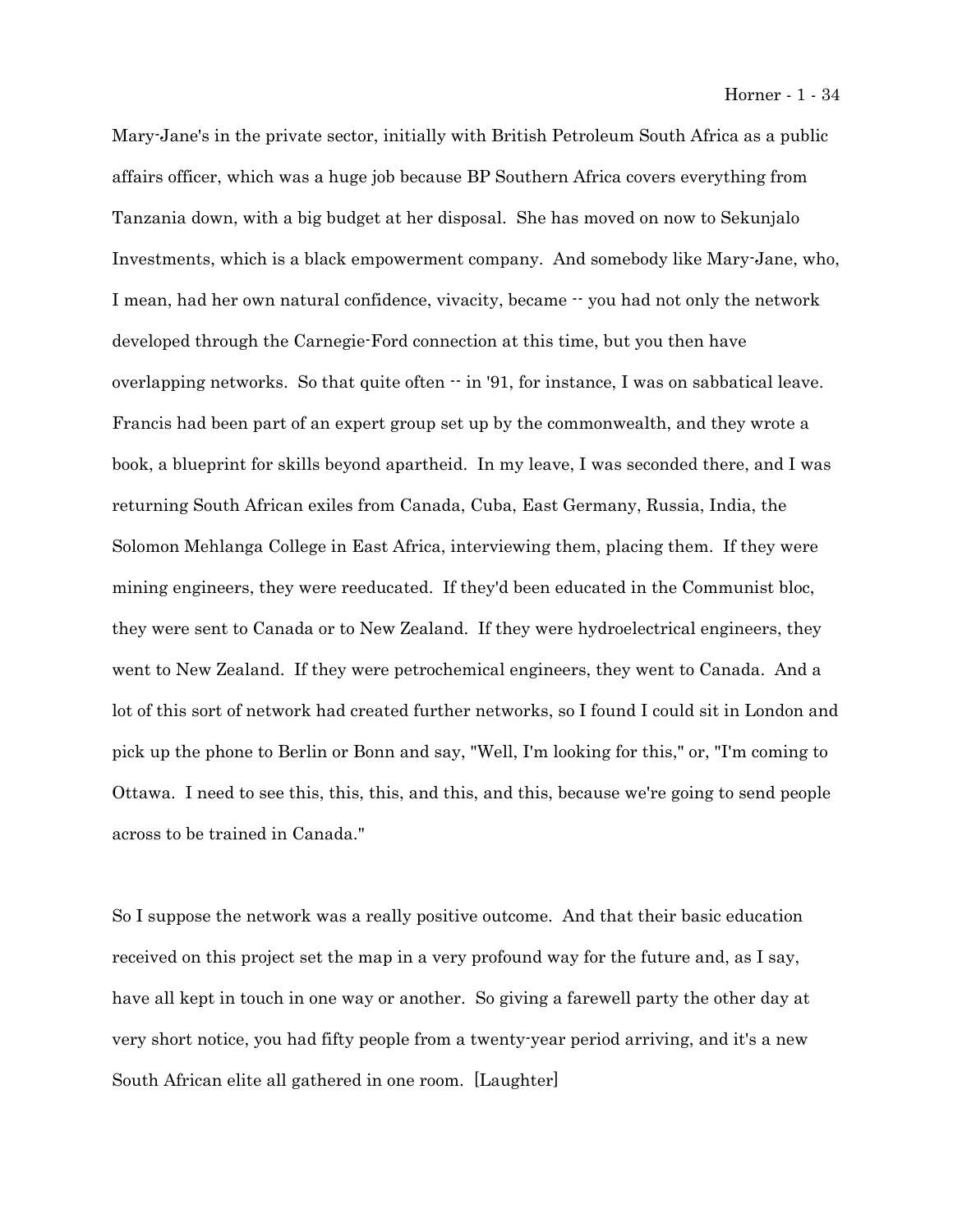Mary-Jane's in the private sector, initially with British Petroleum South Africa as a public affairs officer, which was a huge job because BP Southern Africa covers everything from Tanzania down, with a big budget at her disposal. She has moved on now to Sekunjalo Investments, which is a black empowerment company. And somebody like Mary-Jane, who, I mean, had her own natural confidence, vivacity, became -- you had not only the network developed through the Carnegie-Ford connection at this time, but you then have overlapping networks. So that quite often -- in '91, for instance, I was on sabbatical leave. Francis had been part of an expert group set up by the commonwealth, and they wrote a book, a blueprint for skills beyond apartheid. In my leave, I was seconded there, and I was returning South African exiles from Canada, Cuba, East Germany, Russia, India, the Solomon Mehlanga College in East Africa, interviewing them, placing them. If they were mining engineers, they were reeducated. If they'd been educated in the Communist bloc, they were sent to Canada or to New Zealand. If they were hydroelectrical engineers, they went to New Zealand. If they were petrochemical engineers, they went to Canada. And a lot of this sort of network had created further networks, so I found I could sit in London and pick up the phone to Berlin or Bonn and say, "Well, I'm looking for this," or, "I'm coming to Ottawa. I need to see this, this, this, and this, and this, because we're going to send people across to be trained in Canada."

So I suppose the network was a really positive outcome. And that their basic education received on this project set the map in a very profound way for the future and, as I say, have all kept in touch in one way or another. So giving a farewell party the other day at very short notice, you had fifty people from a twenty-year period arriving, and it's a new South African elite all gathered in one room. [Laughter]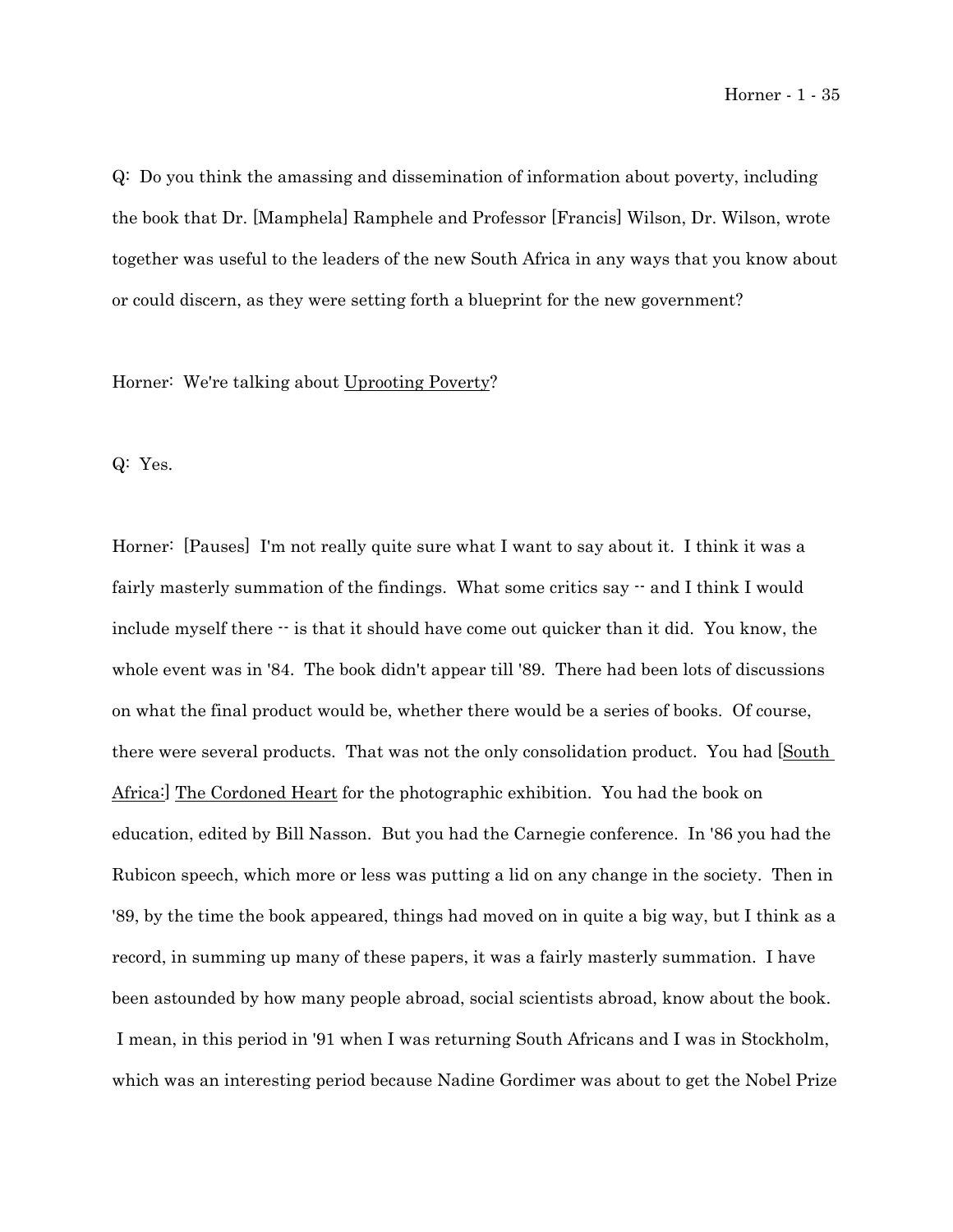Q: Do you think the amassing and dissemination of information about poverty, including the book that Dr. [Mamphela] Ramphele and Professor [Francis] Wilson, Dr. Wilson, wrote together was useful to the leaders of the new South Africa in any ways that you know about or could discern, as they were setting forth a blueprint for the new government?

Horner: We're talking about Uprooting Poverty?

Q: Yes.

Horner: [Pauses] I'm not really quite sure what I want to say about it. I think it was a fairly masterly summation of the findings. What some critics say -- and I think I would include myself there -- is that it should have come out quicker than it did. You know, the whole event was in '84. The book didn't appear till '89. There had been lots of discussions on what the final product would be, whether there would be a series of books. Of course, there were several products. That was not the only consolidation product. You had [South Africa:] The Cordoned Heart for the photographic exhibition. You had the book on education, edited by Bill Nasson. But you had the Carnegie conference. In '86 you had the Rubicon speech, which more or less was putting a lid on any change in the society. Then in '89, by the time the book appeared, things had moved on in quite a big way, but I think as a record, in summing up many of these papers, it was a fairly masterly summation. I have been astounded by how many people abroad, social scientists abroad, know about the book. I mean, in this period in '91 when I was returning South Africans and I was in Stockholm, which was an interesting period because Nadine Gordimer was about to get the Nobel Prize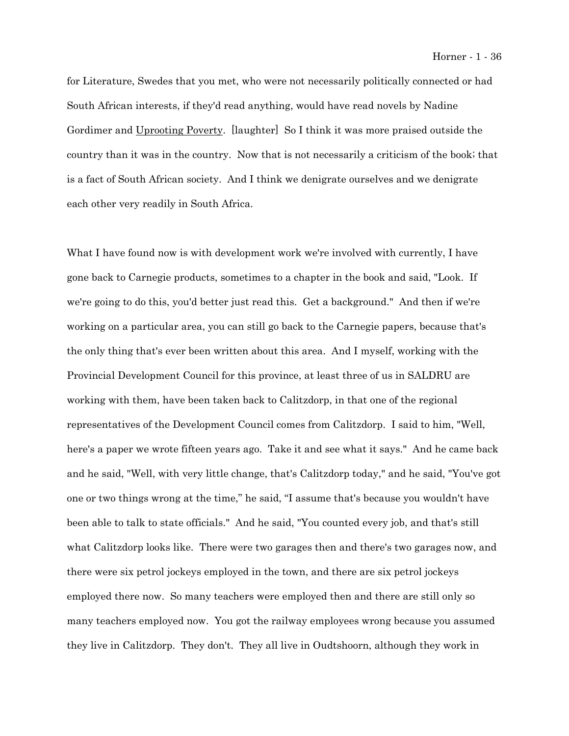for Literature, Swedes that you met, who were not necessarily politically connected or had South African interests, if they'd read anything, would have read novels by Nadine Gordimer and Uprooting Poverty. [laughter] So I think it was more praised outside the country than it was in the country. Now that is not necessarily a criticism of the book; that is a fact of South African society. And I think we denigrate ourselves and we denigrate each other very readily in South Africa.

What I have found now is with development work we're involved with currently, I have gone back to Carnegie products, sometimes to a chapter in the book and said, "Look. If we're going to do this, you'd better just read this. Get a background." And then if we're working on a particular area, you can still go back to the Carnegie papers, because that's the only thing that's ever been written about this area. And I myself, working with the Provincial Development Council for this province, at least three of us in SALDRU are working with them, have been taken back to Calitzdorp, in that one of the regional representatives of the Development Council comes from Calitzdorp. I said to him, "Well, here's a paper we wrote fifteen years ago. Take it and see what it says." And he came back and he said, "Well, with very little change, that's Calitzdorp today," and he said, "You've got one or two things wrong at the time," he said, "I assume that's because you wouldn't have been able to talk to state officials." And he said, "You counted every job, and that's still what Calitzdorp looks like. There were two garages then and there's two garages now, and there were six petrol jockeys employed in the town, and there are six petrol jockeys employed there now. So many teachers were employed then and there are still only so many teachers employed now. You got the railway employees wrong because you assumed they live in Calitzdorp. They don't. They all live in Oudtshoorn, although they work in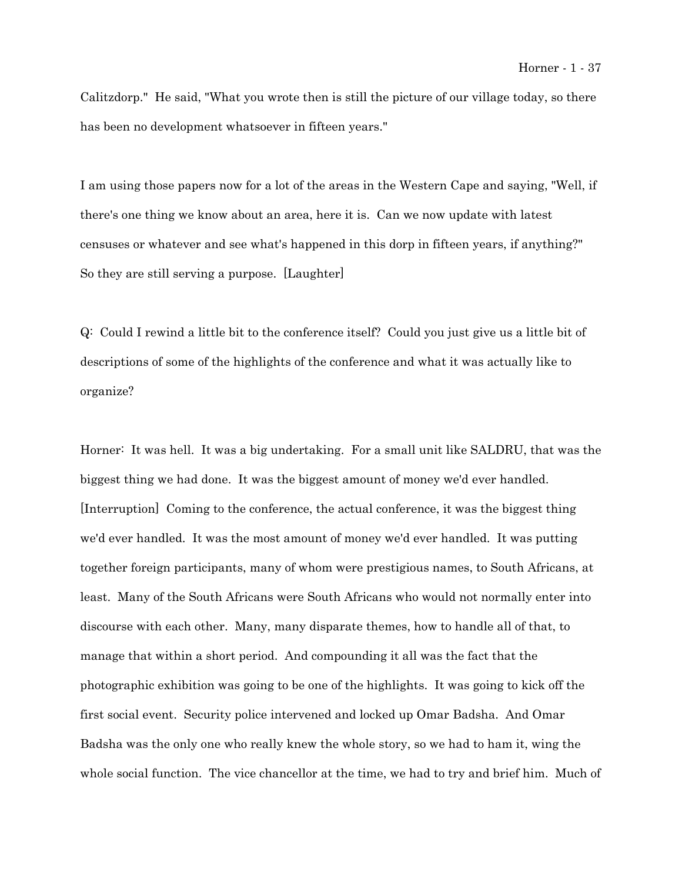Calitzdorp." He said, "What you wrote then is still the picture of our village today, so there has been no development whatsoever in fifteen years."

I am using those papers now for a lot of the areas in the Western Cape and saying, "Well, if there's one thing we know about an area, here it is. Can we now update with latest censuses or whatever and see what's happened in this dorp in fifteen years, if anything?" So they are still serving a purpose. [Laughter]

Q: Could I rewind a little bit to the conference itself? Could you just give us a little bit of descriptions of some of the highlights of the conference and what it was actually like to organize?

Horner: It was hell. It was a big undertaking. For a small unit like SALDRU, that was the biggest thing we had done. It was the biggest amount of money we'd ever handled. [Interruption] Coming to the conference, the actual conference, it was the biggest thing we'd ever handled. It was the most amount of money we'd ever handled. It was putting together foreign participants, many of whom were prestigious names, to South Africans, at least. Many of the South Africans were South Africans who would not normally enter into discourse with each other. Many, many disparate themes, how to handle all of that, to manage that within a short period. And compounding it all was the fact that the photographic exhibition was going to be one of the highlights. It was going to kick off the first social event. Security police intervened and locked up Omar Badsha. And Omar Badsha was the only one who really knew the whole story, so we had to ham it, wing the whole social function. The vice chancellor at the time, we had to try and brief him. Much of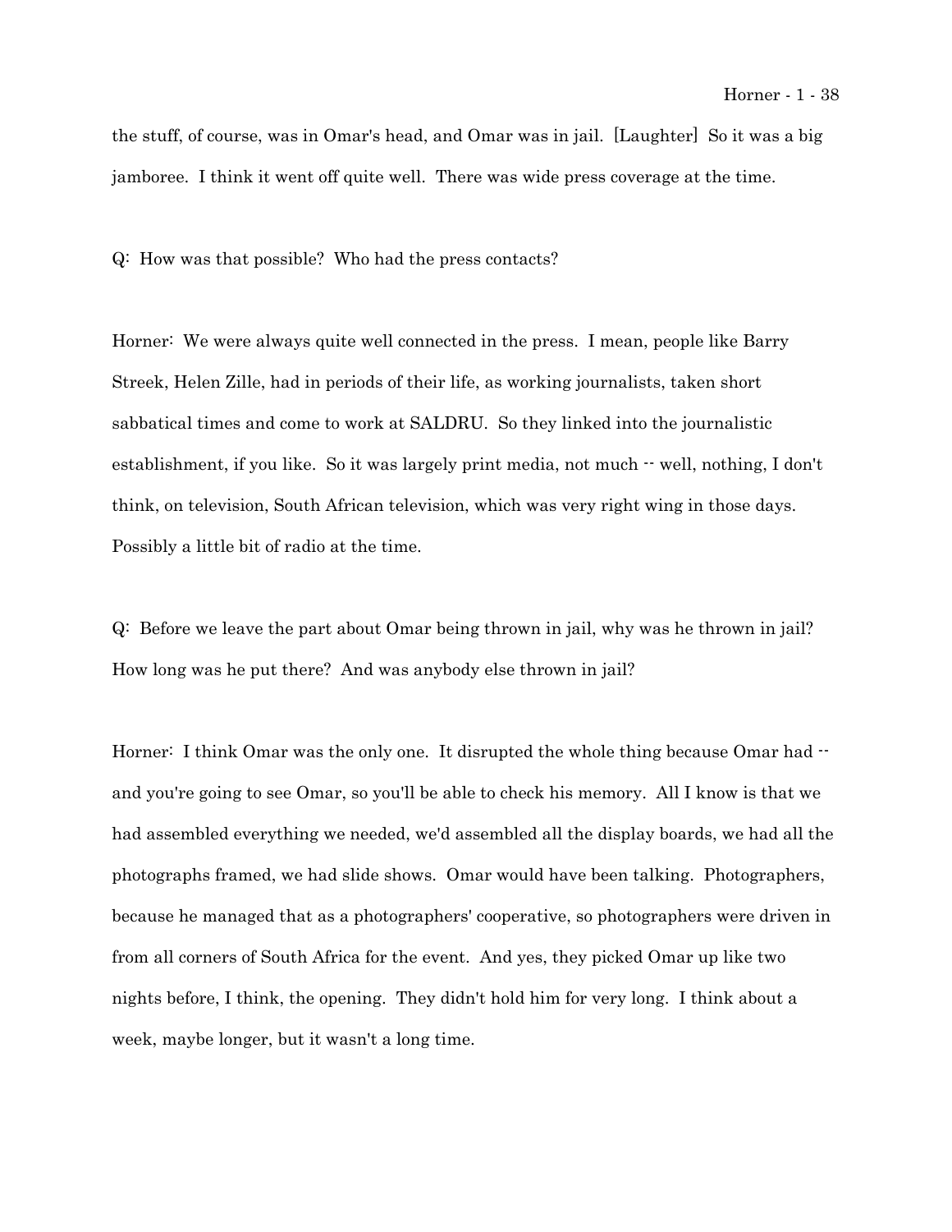the stuff, of course, was in Omar's head, and Omar was in jail. [Laughter] So it was a big jamboree. I think it went off quite well. There was wide press coverage at the time.

Q: How was that possible? Who had the press contacts?

Horner: We were always quite well connected in the press. I mean, people like Barry Streek, Helen Zille, had in periods of their life, as working journalists, taken short sabbatical times and come to work at SALDRU. So they linked into the journalistic establishment, if you like. So it was largely print media, not much -- well, nothing, I don't think, on television, South African television, which was very right wing in those days. Possibly a little bit of radio at the time.

Q: Before we leave the part about Omar being thrown in jail, why was he thrown in jail? How long was he put there? And was anybody else thrown in jail?

Horner: I think Omar was the only one. It disrupted the whole thing because Omar had -- and you're going to see Omar, so you'll be able to check his memory. All I know is that we had assembled everything we needed, we'd assembled all the display boards, we had all the photographs framed, we had slide shows. Omar would have been talking. Photographers, because he managed that as a photographers' cooperative, so photographers were driven in from all corners of South Africa for the event. And yes, they picked Omar up like two nights before, I think, the opening. They didn't hold him for very long. I think about a week, maybe longer, but it wasn't a long time.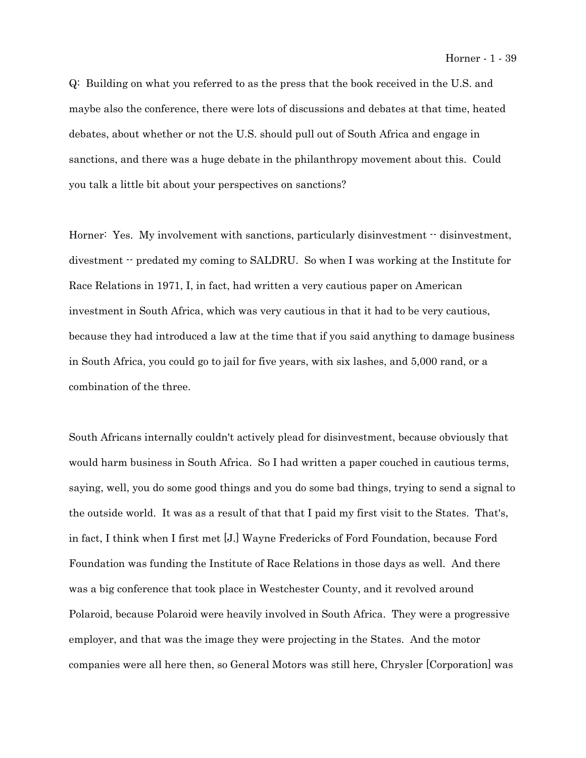Q: Building on what you referred to as the press that the book received in the U.S. and maybe also the conference, there were lots of discussions and debates at that time, heated debates, about whether or not the U.S. should pull out of South Africa and engage in sanctions, and there was a huge debate in the philanthropy movement about this. Could you talk a little bit about your perspectives on sanctions?

Horner: Yes. My involvement with sanctions, particularly disinvestment -- disinvestment, divestment -- predated my coming to SALDRU. So when I was working at the Institute for Race Relations in 1971, I, in fact, had written a very cautious paper on American investment in South Africa, which was very cautious in that it had to be very cautious, because they had introduced a law at the time that if you said anything to damage business in South Africa, you could go to jail for five years, with six lashes, and 5,000 rand, or a combination of the three.

South Africans internally couldn't actively plead for disinvestment, because obviously that would harm business in South Africa. So I had written a paper couched in cautious terms, saying, well, you do some good things and you do some bad things, trying to send a signal to the outside world. It was as a result of that that I paid my first visit to the States. That's, in fact, I think when I first met [J.] Wayne Fredericks of Ford Foundation, because Ford Foundation was funding the Institute of Race Relations in those days as well. And there was a big conference that took place in Westchester County, and it revolved around Polaroid, because Polaroid were heavily involved in South Africa. They were a progressive employer, and that was the image they were projecting in the States. And the motor companies were all here then, so General Motors was still here, Chrysler [Corporation] was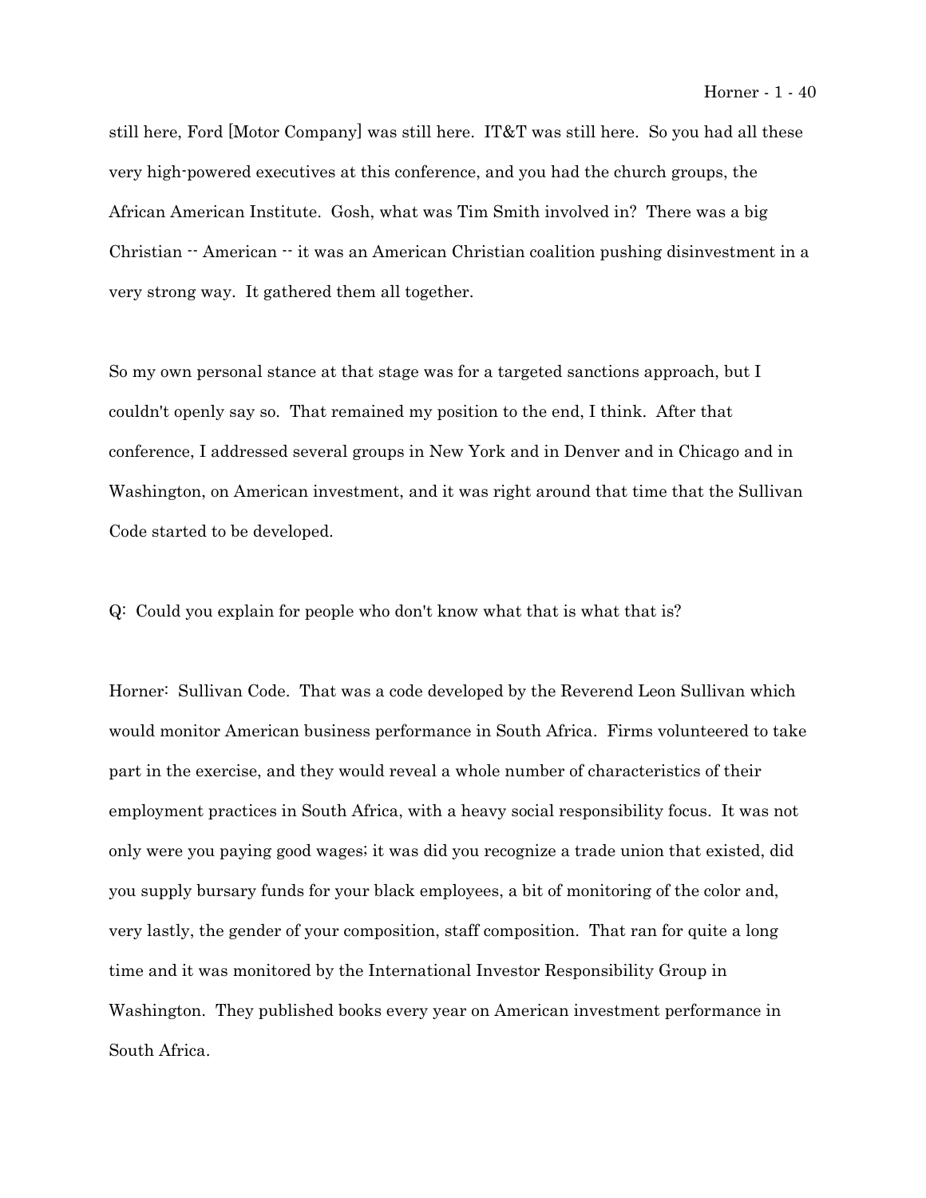still here, Ford [Motor Company] was still here. IT&T was still here. So you had all these very high-powered executives at this conference, and you had the church groups, the African American Institute. Gosh, what was Tim Smith involved in? There was a big Christian -- American -- it was an American Christian coalition pushing disinvestment in a very strong way. It gathered them all together.

So my own personal stance at that stage was for a targeted sanctions approach, but I couldn't openly say so. That remained my position to the end, I think. After that conference, I addressed several groups in New York and in Denver and in Chicago and in Washington, on American investment, and it was right around that time that the Sullivan Code started to be developed.

Q: Could you explain for people who don't know what that is what that is?

Horner: Sullivan Code. That was a code developed by the Reverend Leon Sullivan which would monitor American business performance in South Africa. Firms volunteered to take part in the exercise, and they would reveal a whole number of characteristics of their employment practices in South Africa, with a heavy social responsibility focus. It was not only were you paying good wages; it was did you recognize a trade union that existed, did you supply bursary funds for your black employees, a bit of monitoring of the color and, very lastly, the gender of your composition, staff composition. That ran for quite a long time and it was monitored by the International Investor Responsibility Group in Washington. They published books every year on American investment performance in South Africa.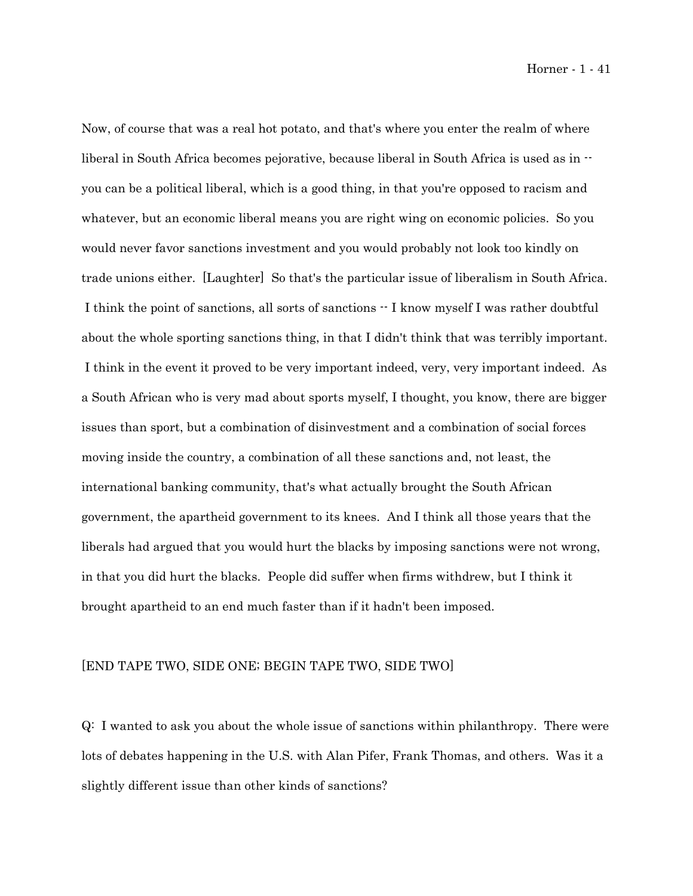Now, of course that was a real hot potato, and that's where you enter the realm of where liberal in South Africa becomes pejorative, because liberal in South Africa is used as in -- you can be a political liberal, which is a good thing, in that you're opposed to racism and whatever, but an economic liberal means you are right wing on economic policies. So you would never favor sanctions investment and you would probably not look too kindly on trade unions either. [Laughter] So that's the particular issue of liberalism in South Africa. I think the point of sanctions, all sorts of sanctions -- I know myself I was rather doubtful about the whole sporting sanctions thing, in that I didn't think that was terribly important. I think in the event it proved to be very important indeed, very, very important indeed. As a South African who is very mad about sports myself, I thought, you know, there are bigger issues than sport, but a combination of disinvestment and a combination of social forces moving inside the country, a combination of all these sanctions and, not least, the international banking community, that's what actually brought the South African government, the apartheid government to its knees. And I think all those years that the liberals had argued that you would hurt the blacks by imposing sanctions were not wrong, in that you did hurt the blacks. People did suffer when firms withdrew, but I think it brought apartheid to an end much faster than if it hadn't been imposed.

[END TAPE TWO, SIDE ONE; BEGIN TAPE TWO, SIDE TWO]

Q: I wanted to ask you about the whole issue of sanctions within philanthropy. There were lots of debates happening in the U.S. with Alan Pifer, Frank Thomas, and others. Was it a slightly different issue than other kinds of sanctions?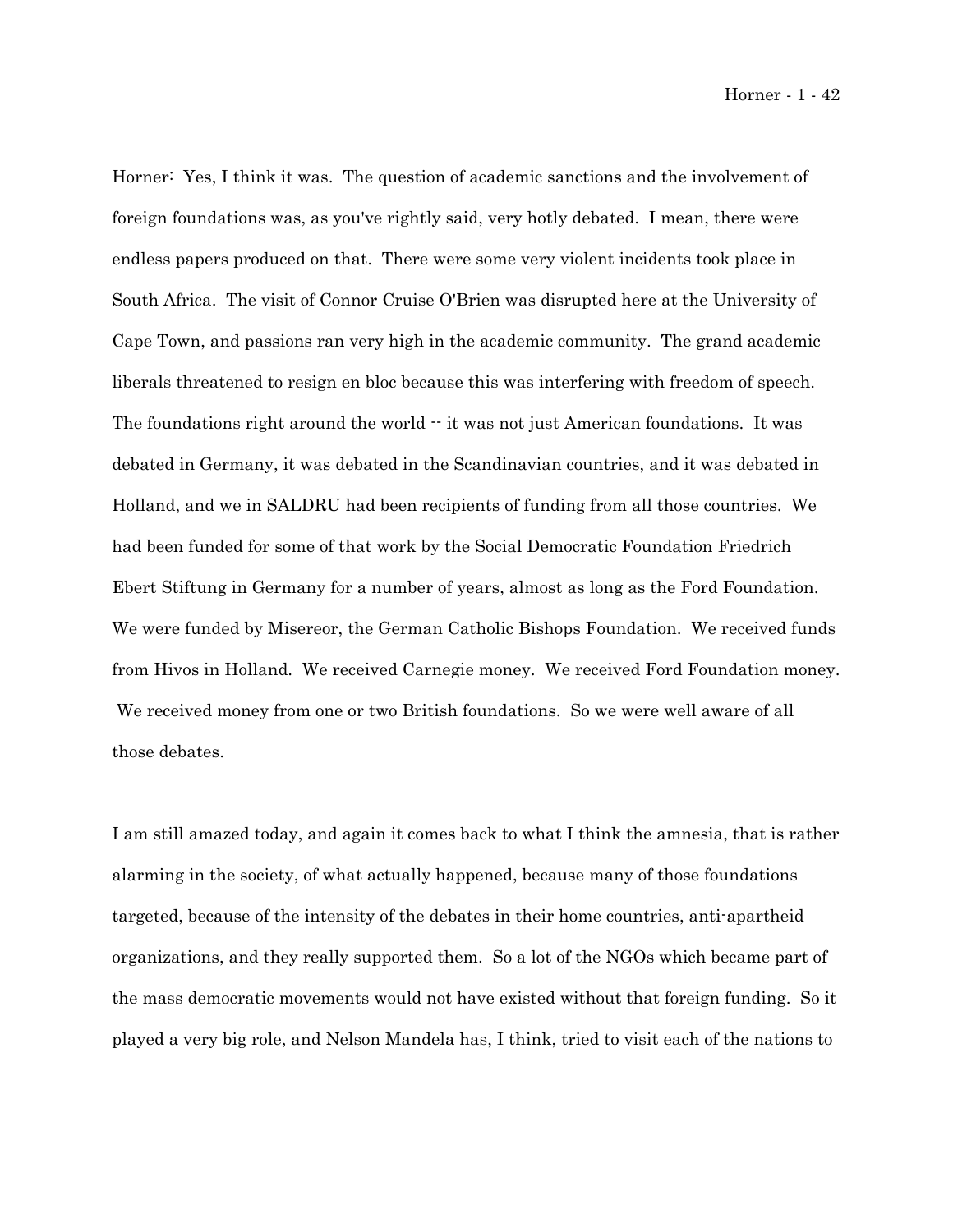Horner: Yes, I think it was. The question of academic sanctions and the involvement of foreign foundations was, as you've rightly said, very hotly debated. I mean, there were endless papers produced on that. There were some very violent incidents took place in South Africa. The visit of Connor Cruise O'Brien was disrupted here at the University of Cape Town, and passions ran very high in the academic community. The grand academic liberals threatened to resign en bloc because this was interfering with freedom of speech. The foundations right around the world -- it was not just American foundations. It was debated in Germany, it was debated in the Scandinavian countries, and it was debated in Holland, and we in SALDRU had been recipients of funding from all those countries. We had been funded for some of that work by the Social Democratic Foundation Friedrich Ebert Stiftung in Germany for a number of years, almost as long as the Ford Foundation. We were funded by Misereor, the German Catholic Bishops Foundation. We received funds from Hivos in Holland. We received Carnegie money. We received Ford Foundation money. We received money from one or two British foundations. So we were well aware of all those debates.

I am still amazed today, and again it comes back to what I think the amnesia, that is rather alarming in the society, of what actually happened, because many of those foundations targeted, because of the intensity of the debates in their home countries, anti-apartheid organizations, and they really supported them. So a lot of the NGOs which became part of the mass democratic movements would not have existed without that foreign funding. So it played a very big role, and Nelson Mandela has, I think, tried to visit each of the nations to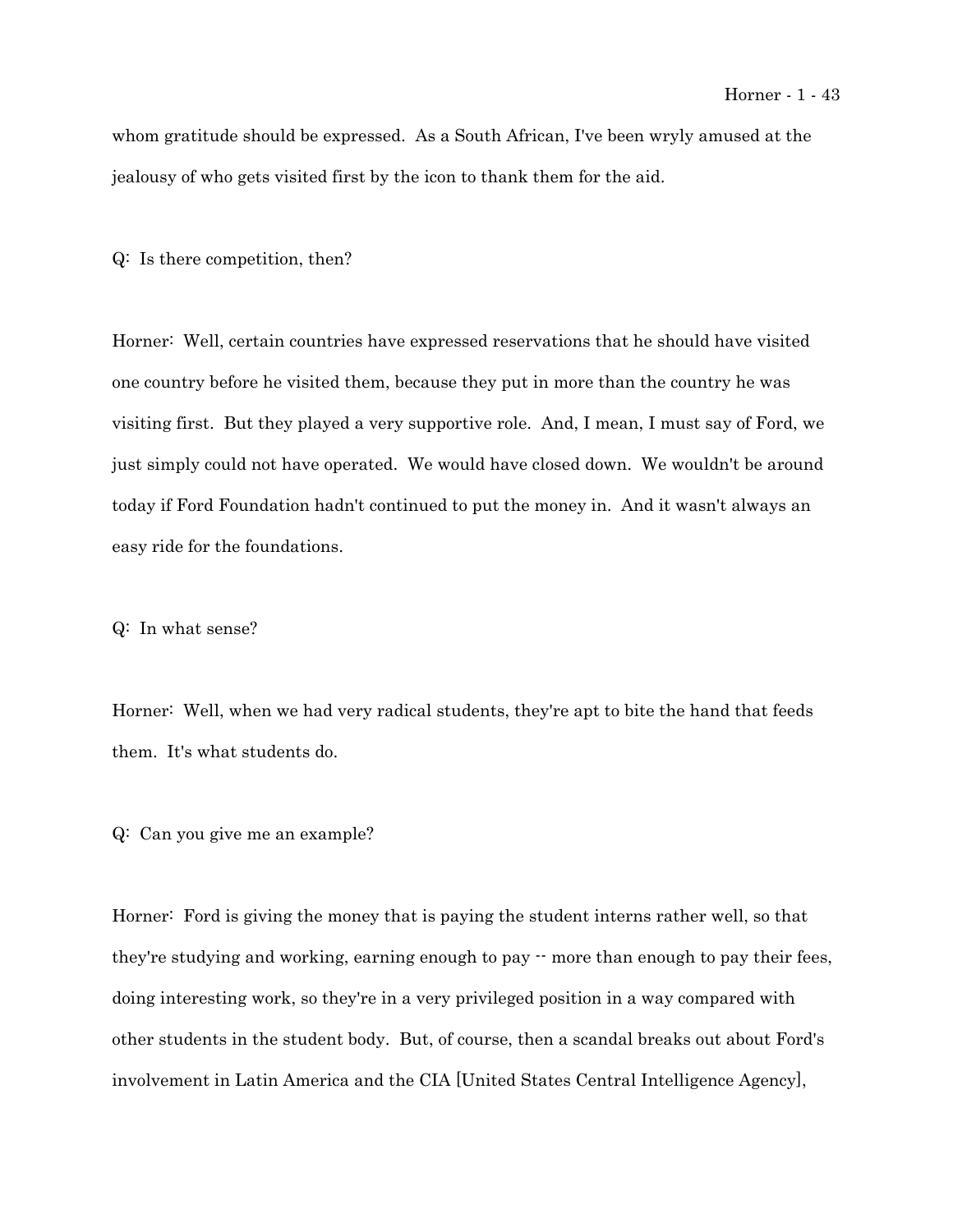whom gratitude should be expressed. As a South African, I've been wryly amused at the jealousy of who gets visited first by the icon to thank them for the aid.

Q: Is there competition, then?

Horner: Well, certain countries have expressed reservations that he should have visited one country before he visited them, because they put in more than the country he was visiting first. But they played a very supportive role. And, I mean, I must say of Ford, we just simply could not have operated. We would have closed down. We wouldn't be around today if Ford Foundation hadn't continued to put the money in. And it wasn't always an easy ride for the foundations.

Q: In what sense?

Horner: Well, when we had very radical students, they're apt to bite the hand that feeds them. It's what students do.

Q: Can you give me an example?

Horner: Ford is giving the money that is paying the student interns rather well, so that they're studying and working, earning enough to pay -- more than enough to pay their fees, doing interesting work, so they're in a very privileged position in a way compared with other students in the student body. But, of course, then a scandal breaks out about Ford's involvement in Latin America and the CIA [United States Central Intelligence Agency],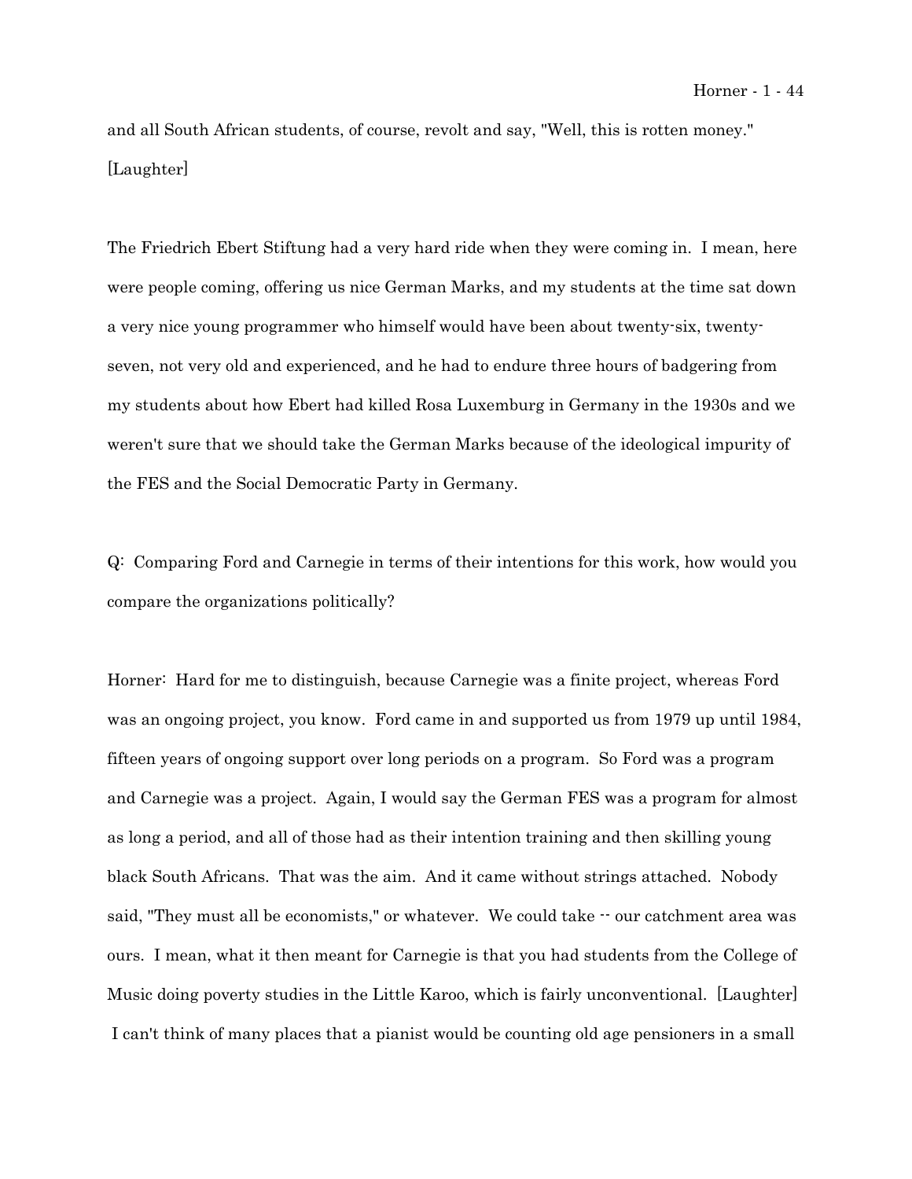and all South African students, of course, revolt and say, "Well, this is rotten money." [Laughter]

The Friedrich Ebert Stiftung had a very hard ride when they were coming in. I mean, here were people coming, offering us nice German Marks, and my students at the time sat down a very nice young programmer who himself would have been about twenty-six, twenty-seven, not very old and experienced, and he had to endure three hours of badgering from my students about how Ebert had killed Rosa Luxemburg in Germany in the 1930s and we weren't sure that we should take the German Marks because of the ideological impurity of the FES and the Social Democratic Party in Germany.

Q: Comparing Ford and Carnegie in terms of their intentions for this work, how would you compare the organizations politically?

Horner: Hard for me to distinguish, because Carnegie was a finite project, whereas Ford was an ongoing project, you know. Ford came in and supported us from 1979 up until 1984, fifteen years of ongoing support over long periods on a program. So Ford was a program and Carnegie was a project. Again, I would say the German FES was a program for almost as long a period, and all of those had as their intention training and then skilling young black South Africans. That was the aim. And it came without strings attached. Nobody said, "They must all be economists," or whatever. We could take -- our catchment area was ours. I mean, what it then meant for Carnegie is that you had students from the College of Music doing poverty studies in the Little Karoo, which is fairly unconventional. [Laughter] I can't think of many places that a pianist would be counting old age pensioners in a small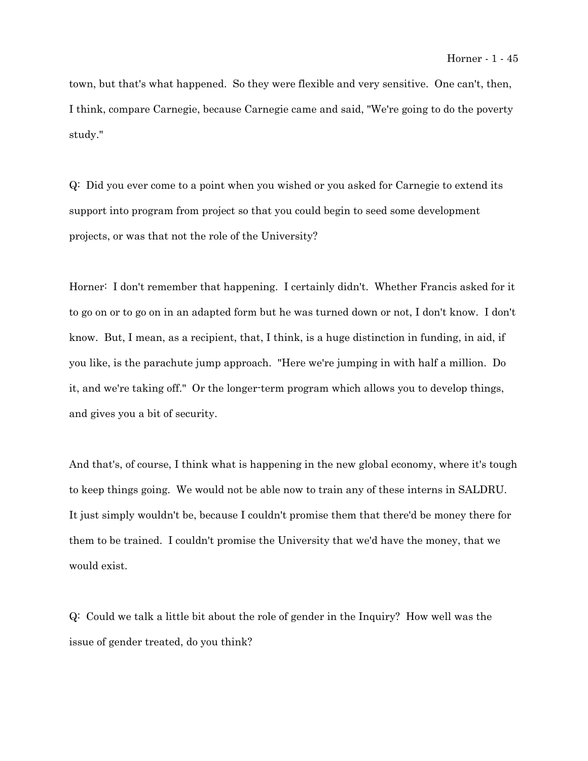town, but that's what happened. So they were flexible and very sensitive. One can't, then, I think, compare Carnegie, because Carnegie came and said, "We're going to do the poverty study."

Q: Did you ever come to a point when you wished or you asked for Carnegie to extend its support into program from project so that you could begin to seed some development projects, or was that not the role of the University?

Horner: I don't remember that happening. I certainly didn't. Whether Francis asked for it to go on or to go on in an adapted form but he was turned down or not, I don't know. I don't know. But, I mean, as a recipient, that, I think, is a huge distinction in funding, in aid, if you like, is the parachute jump approach. "Here we're jumping in with half a million. Do it, and we're taking off." Or the longer-term program which allows you to develop things, and gives you a bit of security.

And that's, of course, I think what is happening in the new global economy, where it's tough to keep things going. We would not be able now to train any of these interns in SALDRU. It just simply wouldn't be, because I couldn't promise them that there'd be money there for them to be trained. I couldn't promise the University that we'd have the money, that we would exist.

Q: Could we talk a little bit about the role of gender in the Inquiry? How well was the issue of gender treated, do you think?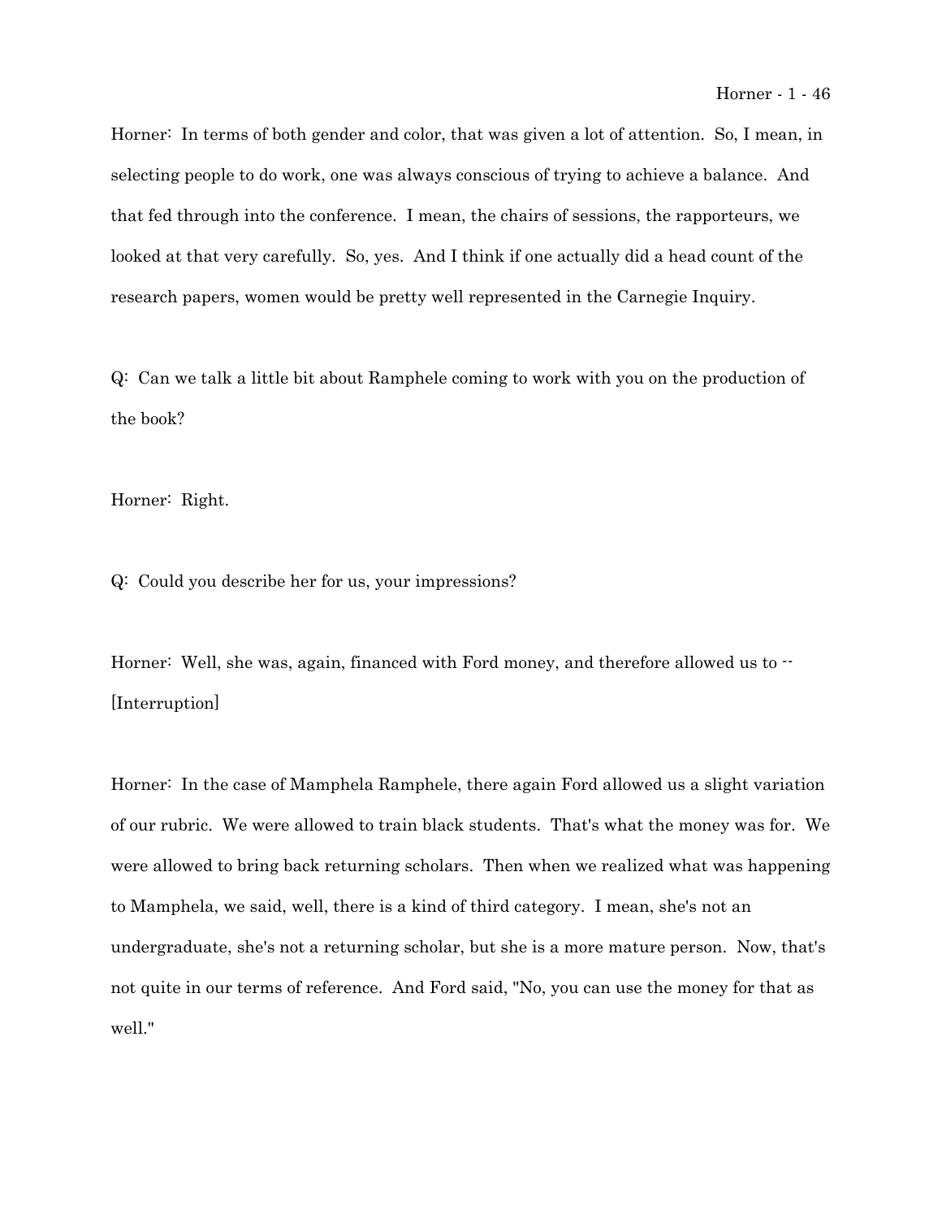Horner: In terms of both gender and color, that was given a lot of attention. So, I mean, in selecting people to do work, one was always conscious of trying to achieve a balance. And that fed through into the conference. I mean, the chairs of sessions, the rapporteurs, we looked at that very carefully. So, yes. And I think if one actually did a head count of the research papers, women would be pretty well represented in the Carnegie Inquiry.

Q: Can we talk a little bit about Ramphele coming to work with you on the production of the book?

Horner: Right.

Q: Could you describe her for us, your impressions?

Horner: Well, she was, again, financed with Ford money, and therefore allowed us to -- [Interruption]

Horner: In the case of Mamphela Ramphele, there again Ford allowed us a slight variation of our rubric. We were allowed to train black students. That's what the money was for. We were allowed to bring back returning scholars. Then when we realized what was happening to Mamphela, we said, well, there is a kind of third category. I mean, she's not an undergraduate, she's not a returning scholar, but she is a more mature person. Now, that's not quite in our terms of reference. And Ford said, "No, you can use the money for that as well."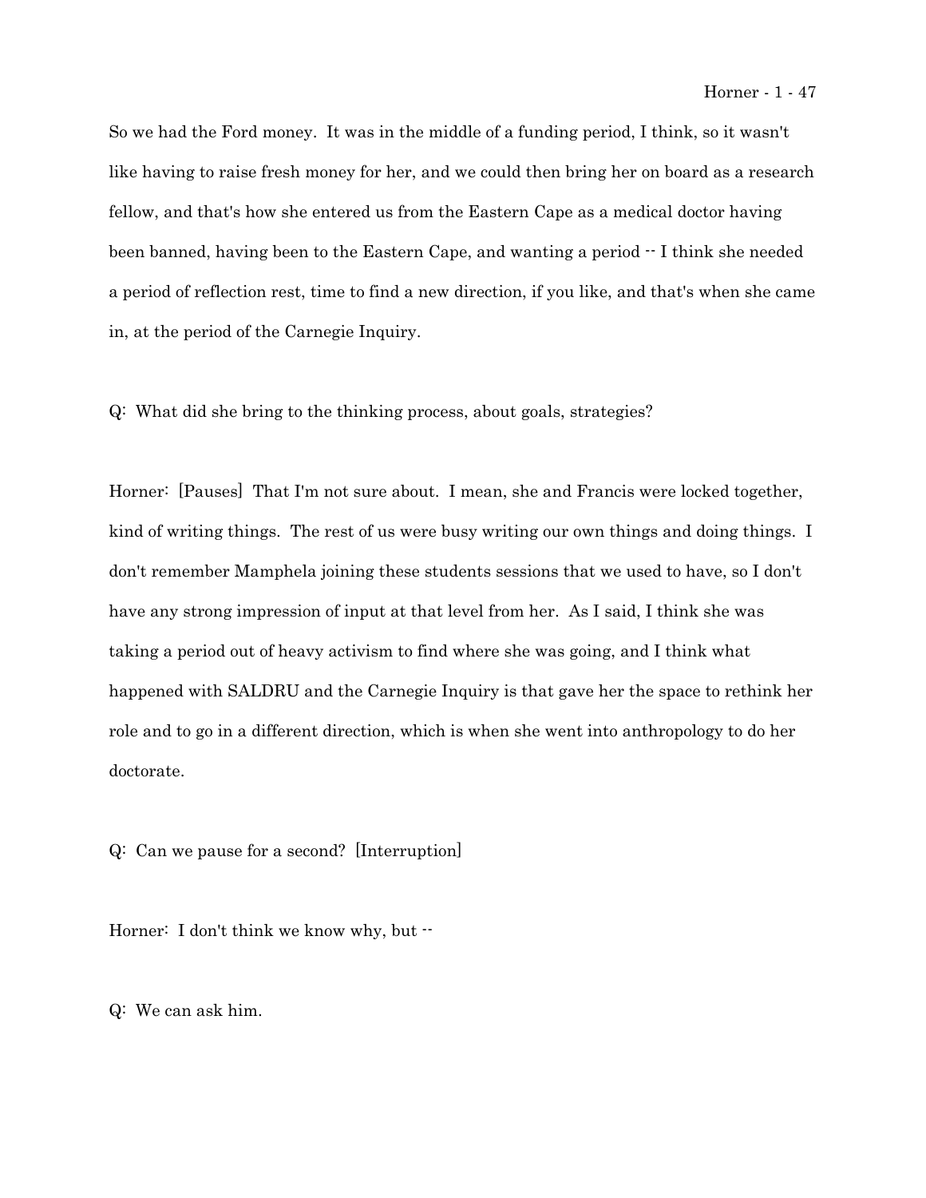So we had the Ford money. It was in the middle of a funding period, I think, so it wasn't like having to raise fresh money for her, and we could then bring her on board as a research fellow, and that's how she entered us from the Eastern Cape as a medical doctor having been banned, having been to the Eastern Cape, and wanting a period -- I think she needed a period of reflection rest, time to find a new direction, if you like, and that's when she came in, at the period of the Carnegie Inquiry.

Q: What did she bring to the thinking process, about goals, strategies?

Horner: [Pauses] That I'm not sure about. I mean, she and Francis were locked together, kind of writing things. The rest of us were busy writing our own things and doing things. I don't remember Mamphela joining these students sessions that we used to have, so I don't have any strong impression of input at that level from her. As I said, I think she was taking a period out of heavy activism to find where she was going, and I think what happened with SALDRU and the Carnegie Inquiry is that gave her the space to rethink her role and to go in a different direction, which is when she went into anthropology to do her doctorate.

Q: Can we pause for a second? [Interruption]

Horner: I don't think we know why, but --

Q: We can ask him.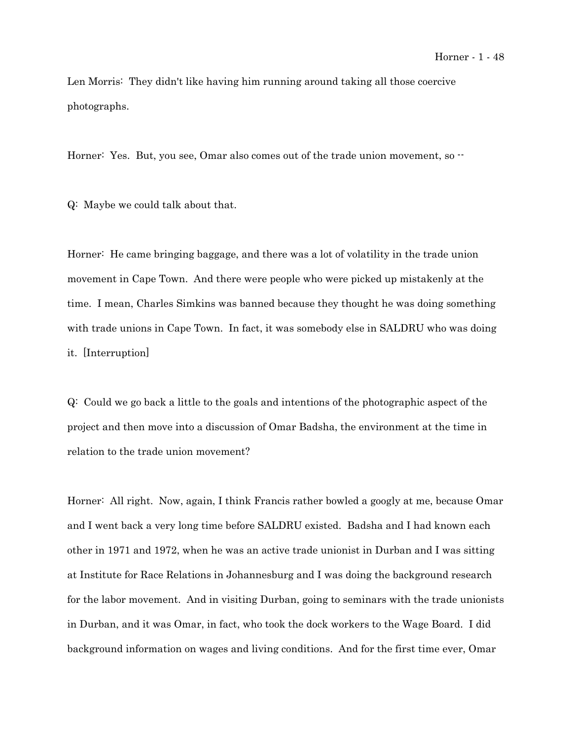Len Morris: They didn't like having him running around taking all those coercive photographs.

Horner: Yes. But, you see, Omar also comes out of the trade union movement, so --

Q: Maybe we could talk about that.

Horner: He came bringing baggage, and there was a lot of volatility in the trade union movement in Cape Town. And there were people who were picked up mistakenly at the time. I mean, Charles Simkins was banned because they thought he was doing something with trade unions in Cape Town. In fact, it was somebody else in SALDRU who was doing it. [Interruption]

Q: Could we go back a little to the goals and intentions of the photographic aspect of the project and then move into a discussion of Omar Badsha, the environment at the time in relation to the trade union movement?

Horner: All right. Now, again, I think Francis rather bowled a googly at me, because Omar and I went back a very long time before SALDRU existed. Badsha and I had known each other in 1971 and 1972, when he was an active trade unionist in Durban and I was sitting at Institute for Race Relations in Johannesburg and I was doing the background research for the labor movement. And in visiting Durban, going to seminars with the trade unionists in Durban, and it was Omar, in fact, who took the dock workers to the Wage Board. I did background information on wages and living conditions. And for the first time ever, Omar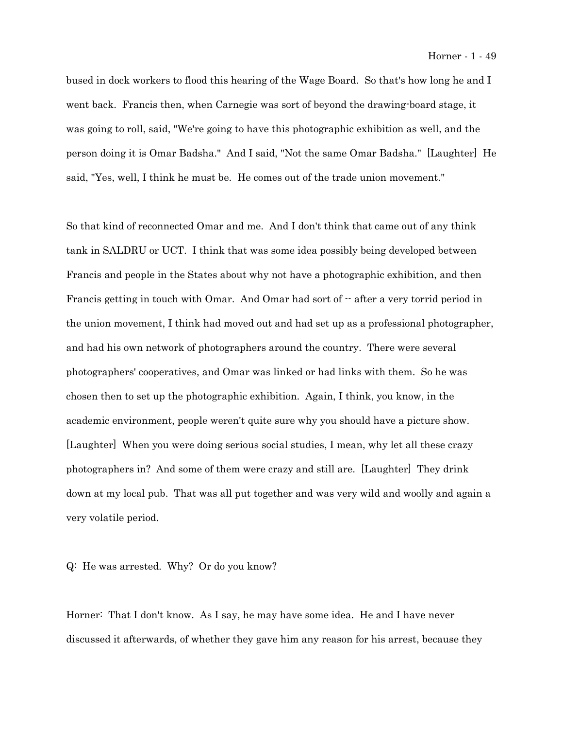bused in dock workers to flood this hearing of the Wage Board. So that's how long he and I went back. Francis then, when Carnegie was sort of beyond the drawing-board stage, it was going to roll, said, "We're going to have this photographic exhibition as well, and the person doing it is Omar Badsha." And I said, "Not the same Omar Badsha." [Laughter] He said, "Yes, well, I think he must be. He comes out of the trade union movement."

So that kind of reconnected Omar and me. And I don't think that came out of any think tank in SALDRU or UCT. I think that was some idea possibly being developed between Francis and people in the States about why not have a photographic exhibition, and then Francis getting in touch with Omar. And Omar had sort of -- after a very torrid period in the union movement, I think had moved out and had set up as a professional photographer, and had his own network of photographers around the country. There were several photographers' cooperatives, and Omar was linked or had links with them. So he was chosen then to set up the photographic exhibition. Again, I think, you know, in the academic environment, people weren't quite sure why you should have a picture show. [Laughter] When you were doing serious social studies, I mean, why let all these crazy photographers in? And some of them were crazy and still are. [Laughter] They drink down at my local pub. That was all put together and was very wild and woolly and again a very volatile period.

Q: He was arrested. Why? Or do you know?

Horner: That I don't know. As I say, he may have some idea. He and I have never discussed it afterwards, of whether they gave him any reason for his arrest, because they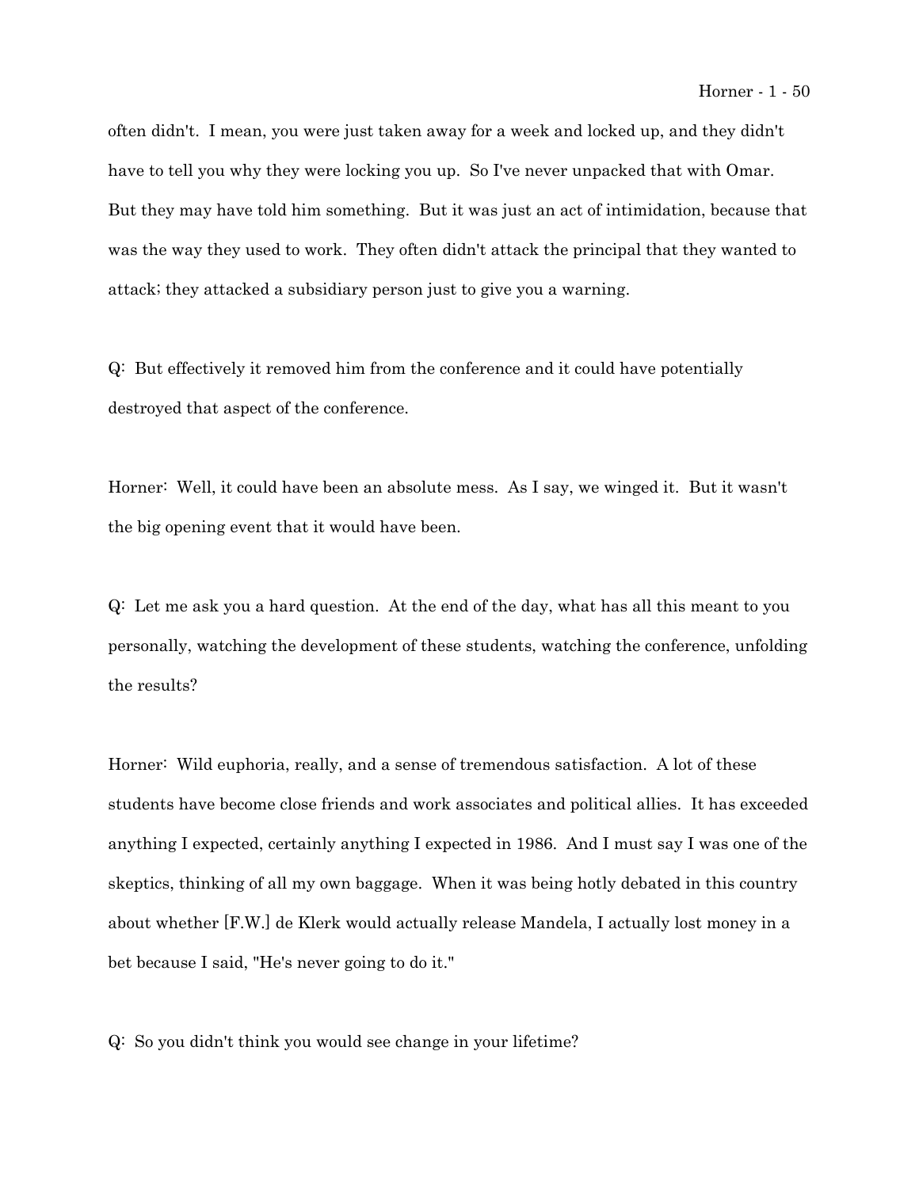often didn't. I mean, you were just taken away for a week and locked up, and they didn't have to tell you why they were locking you up. So I've never unpacked that with Omar. But they may have told him something. But it was just an act of intimidation, because that was the way they used to work. They often didn't attack the principal that they wanted to attack; they attacked a subsidiary person just to give you a warning.

Q: But effectively it removed him from the conference and it could have potentially destroyed that aspect of the conference.

Horner: Well, it could have been an absolute mess. As I say, we winged it. But it wasn't the big opening event that it would have been.

Q: Let me ask you a hard question. At the end of the day, what has all this meant to you personally, watching the development of these students, watching the conference, unfolding the results?

Horner: Wild euphoria, really, and a sense of tremendous satisfaction. A lot of these students have become close friends and work associates and political allies. It has exceeded anything I expected, certainly anything I expected in 1986. And I must say I was one of the skeptics, thinking of all my own baggage. When it was being hotly debated in this country about whether [F.W.] de Klerk would actually release Mandela, I actually lost money in a bet because I said, "He's never going to do it."

Q: So you didn't think you would see change in your lifetime?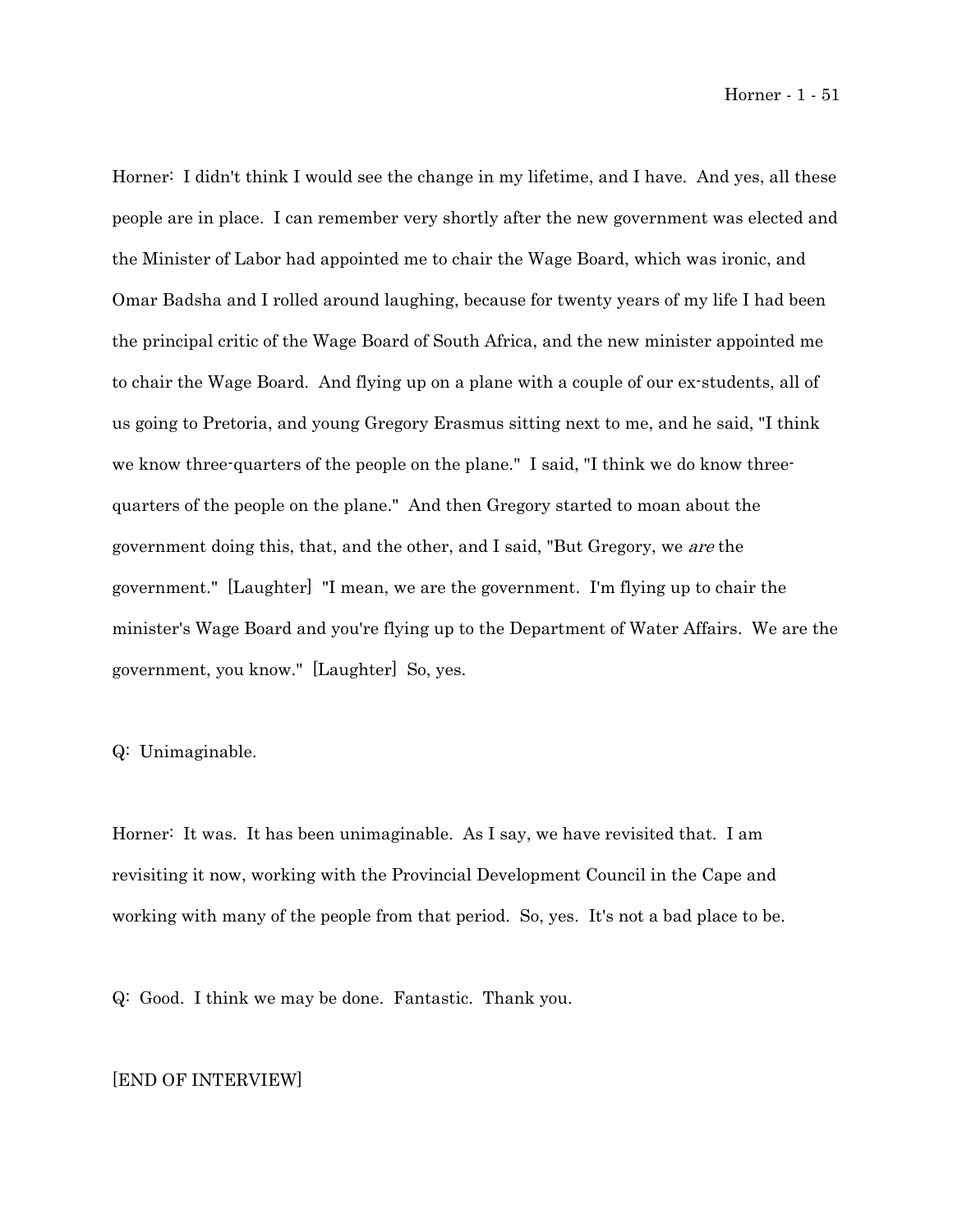Horner: I didn't think I would see the change in my lifetime, and I have. And yes, all these people are in place. I can remember very shortly after the new government was elected and the Minister of Labor had appointed me to chair the Wage Board, which was ironic, and Omar Badsha and I rolled around laughing, because for twenty years of my life I had been the principal critic of the Wage Board of South Africa, and the new minister appointed me to chair the Wage Board. And flying up on a plane with a couple of our ex-students, all of us going to Pretoria, and young Gregory Erasmus sitting next to me, and he said, "I think we know three-quarters of the people on the plane." I said, "I think we do know three-quarters of the people on the plane." And then Gregory started to moan about the government doing this, that, and the other, and I said, "But Gregory, we *are* the government." [Laughter] "I mean, we are the government. I'm flying up to chair the minister's Wage Board and you're flying up to the Department of Water Affairs. We are the government, you know." [Laughter] So, yes.

Q: Unimaginable.

Horner: It was. It has been unimaginable. As I say, we have revisited that. I am revisiting it now, working with the Provincial Development Council in the Cape and working with many of the people from that period. So, yes. It's not a bad place to be.

Q: Good. I think we may be done. Fantastic. Thank you.

[END OF INTERVIEW]